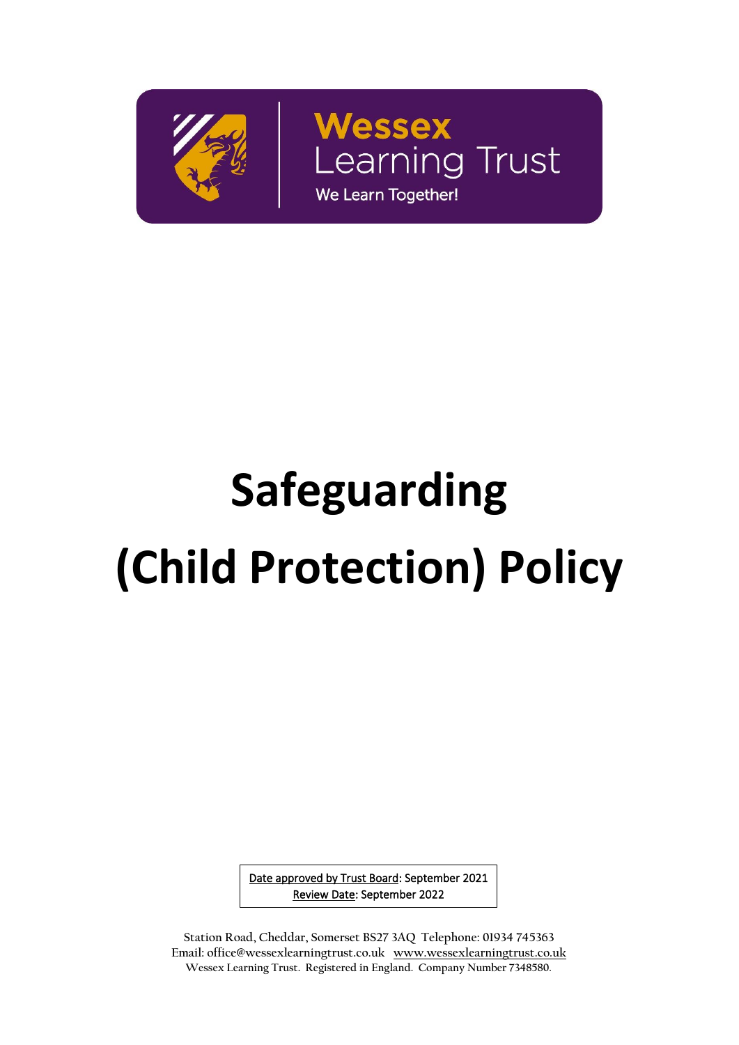Wessex
Learning Trust
We Learn Together!

# Safeguarding
# (Child Protection) Policy

Date approved by Trust Board: September 2021
Review Date: September 2022

Station Road, Cheddar, Somerset BS27 3AQ Telephone: 01934 745363
Email: office@wessexlearningtrust.co.uk www.wessexlearningtrust.co.uk
Wessex Learning Trust. Registered in England. Company Number 7348580.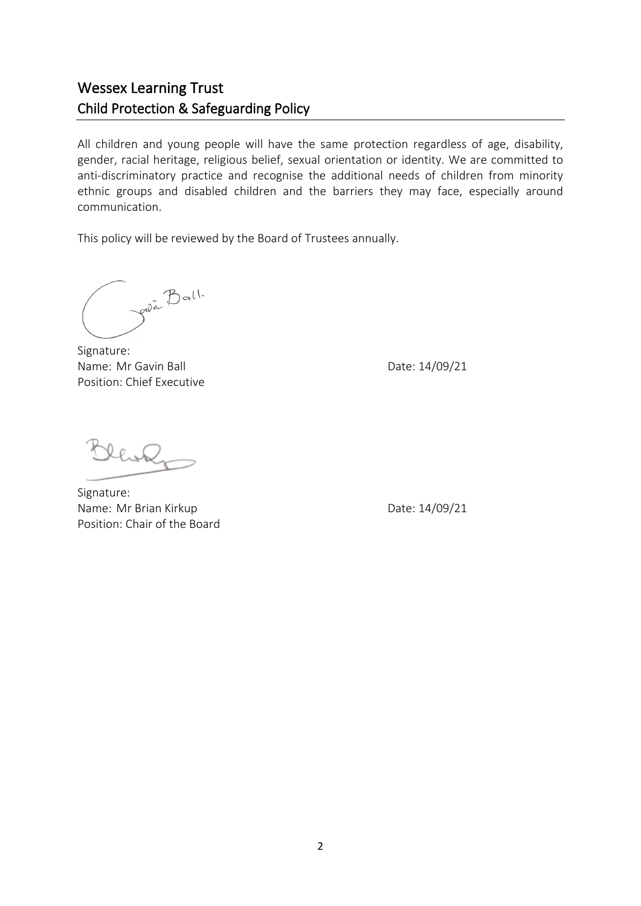## Wessex Learning Trust
## Child Protection & Safeguarding Policy

All children and young people will have the same protection regardless of age, disability, gender, racial heritage, religious belief, sexual orientation or identity. We are committed to anti-discriminatory practice and recognise the additional needs of children from minority ethnic groups and disabled children and the barriers they may face, especially around communication.

This policy will be reviewed by the Board of Trustees annually.

Signature:
Name: Mr Gavin Ball Date: 14/09/21
Position: Chief Executive

Signature:
Name: Mr Brian Kirkup Date: 14/09/21
Position: Chair of the Board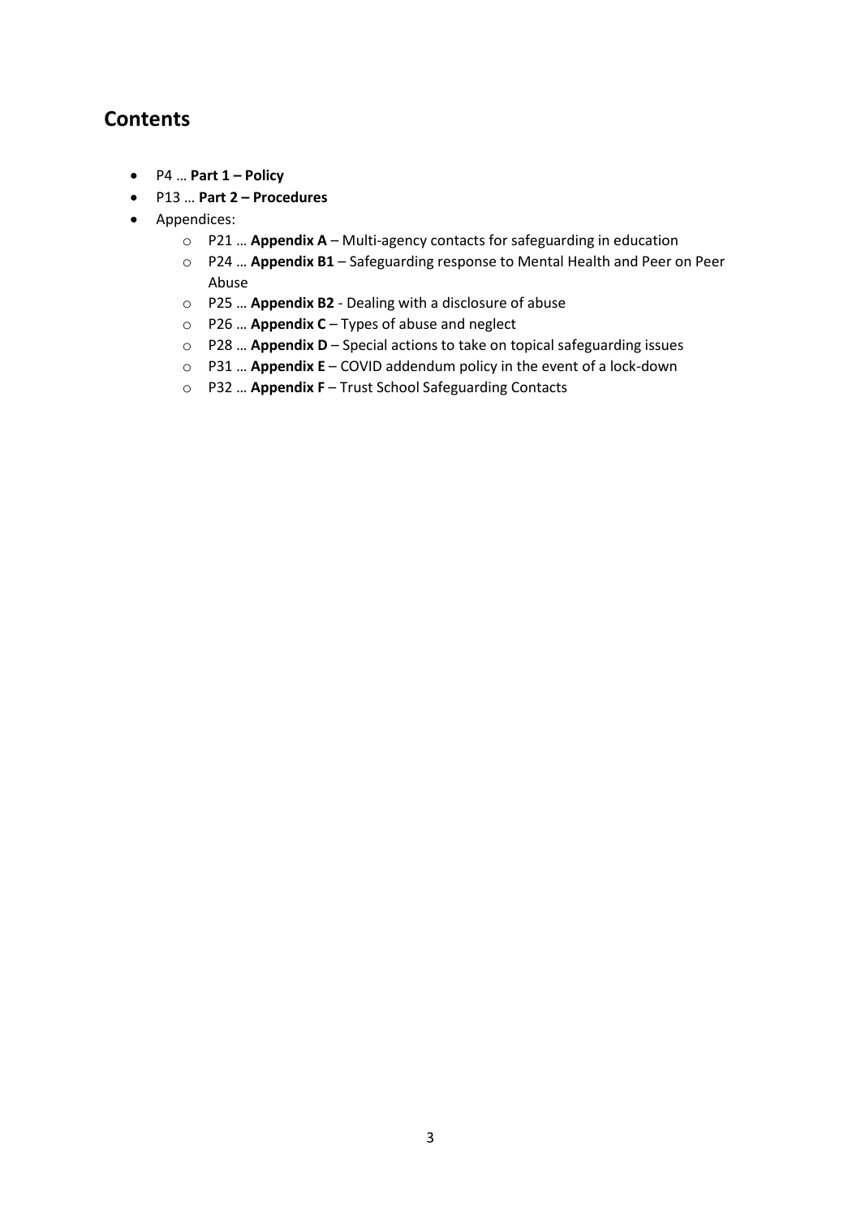## Contents

- P4 … **Part 1 – Policy**
- P13 … **Part 2 – Procedures**
- Appendices:
    - P21 … **Appendix A** – Multi-agency contacts for safeguarding in education
    - P24 … **Appendix B1** – Safeguarding response to Mental Health and Peer on Peer Abuse
    - P25 … **Appendix B2** - Dealing with a disclosure of abuse
    - P26 … **Appendix C** – Types of abuse and neglect
    - P28 … **Appendix D** – Special actions to take on topical safeguarding issues
    - P31 … **Appendix E** – COVID addendum policy in the event of a lock-down
    - P32 … **Appendix F** – Trust School Safeguarding Contacts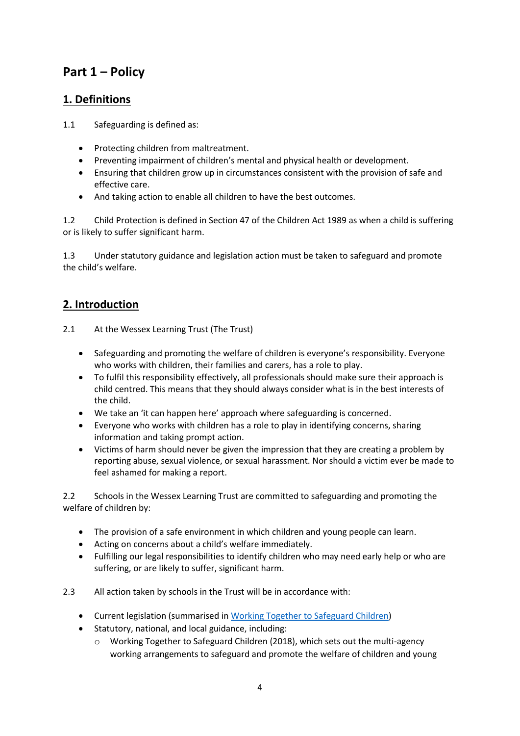# Part 1 – Policy

## 1. Definitions

1.1 Safeguarding is defined as:

- Protecting children from maltreatment.
- Preventing impairment of children's mental and physical health or development.
- Ensuring that children grow up in circumstances consistent with the provision of safe and effective care.
- And taking action to enable all children to have the best outcomes.

1.2 Child Protection is defined in Section 47 of the Children Act 1989 as when a child is suffering or is likely to suffer significant harm.

1.3 Under statutory guidance and legislation action must be taken to safeguard and promote the child's welfare.

## 2. Introduction

2.1 At the Wessex Learning Trust (The Trust)

- Safeguarding and promoting the welfare of children is everyone's responsibility. Everyone who works with children, their families and carers, has a role to play.
- To fulfil this responsibility effectively, all professionals should make sure their approach is child centred. This means that they should always consider what is in the best interests of the child.
- We take an 'it can happen here' approach where safeguarding is concerned.
- Everyone who works with children has a role to play in identifying concerns, sharing information and taking prompt action.
- Victims of harm should never be given the impression that they are creating a problem by reporting abuse, sexual violence, or sexual harassment. Nor should a victim ever be made to feel ashamed for making a report.

2.2 Schools in the Wessex Learning Trust are committed to safeguarding and promoting the welfare of children by:

- The provision of a safe environment in which children and young people can learn.
- Acting on concerns about a child's welfare immediately.
- Fulfilling our legal responsibilities to identify children who may need early help or who are suffering, or are likely to suffer, significant harm.

2.3 All action taken by schools in the Trust will be in accordance with:

- Current legislation (summarised in [Working Together to Safeguard Children](Working Together to Safeguard Children))
- Statutory, national, and local guidance, including:
  - Working Together to Safeguard Children (2018), which sets out the multi-agency working arrangements to safeguard and promote the welfare of children and young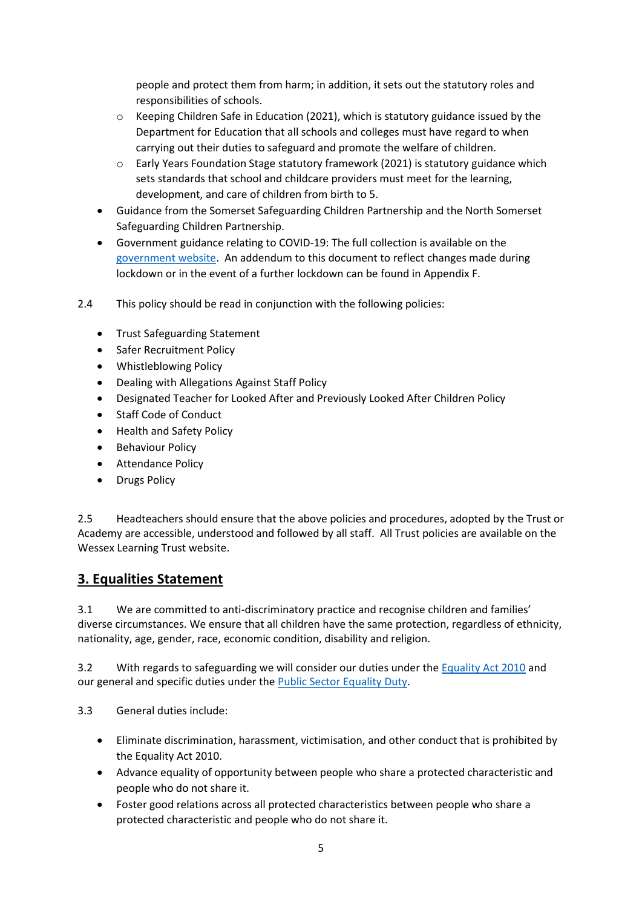people and protect them from harm; in addition, it sets out the statutory roles and responsibilities of schools.
    - Keeping Children Safe in Education (2021), which is statutory guidance issued by the Department for Education that all schools and colleges must have regard to when carrying out their duties to safeguard and promote the welfare of children.
    - Early Years Foundation Stage statutory framework (2021) is statutory guidance which sets standards that school and childcare providers must meet for the learning, development, and care of children from birth to 5.
- Guidance from the Somerset Safeguarding Children Partnership and the North Somerset Safeguarding Children Partnership.
- Government guidance relating to COVID-19: The full collection is available on the [government website](). An addendum to this document to reflect changes made during lockdown or in the event of a further lockdown can be found in Appendix F.

2.4 This policy should be read in conjunction with the following policies:

- Trust Safeguarding Statement
- Safer Recruitment Policy
- Whistleblowing Policy
- Dealing with Allegations Against Staff Policy
- Designated Teacher for Looked After and Previously Looked After Children Policy
- Staff Code of Conduct
- Health and Safety Policy
- Behaviour Policy
- Attendance Policy
- Drugs Policy

2.5 Headteachers should ensure that the above policies and procedures, adopted by the Trust or Academy are accessible, understood and followed by all staff. All Trust policies are available on the Wessex Learning Trust website.

## 3. Equalities Statement

3.1 We are committed to anti-discriminatory practice and recognise children and families' diverse circumstances. We ensure that all children have the same protection, regardless of ethnicity, nationality, age, gender, race, economic condition, disability and religion.

3.2 With regards to safeguarding we will consider our duties under the [Equality Act 2010]() and our general and specific duties under the [Public Sector Equality Duty]().

3.3 General duties include:

- Eliminate discrimination, harassment, victimisation, and other conduct that is prohibited by the Equality Act 2010.
- Advance equality of opportunity between people who share a protected characteristic and people who do not share it.
- Foster good relations across all protected characteristics between people who share a protected characteristic and people who do not share it.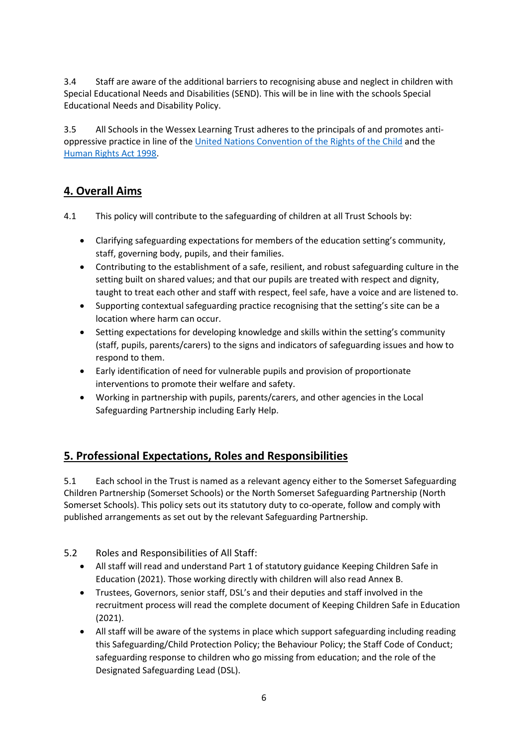3.4 Staff are aware of the additional barriers to recognising abuse and neglect in children with Special Educational Needs and Disabilities (SEND). This will be in line with the schools Special Educational Needs and Disability Policy.

3.5 All Schools in the Wessex Learning Trust adheres to the principals of and promotes anti-oppressive practice in line of the [United Nations Convention of the Rights of the Child]() and the [Human Rights Act 1998]().

## 4. Overall Aims

4.1 This policy will contribute to the safeguarding of children at all Trust Schools by:

- Clarifying safeguarding expectations for members of the education setting's community, staff, governing body, pupils, and their families.
- Contributing to the establishment of a safe, resilient, and robust safeguarding culture in the setting built on shared values; and that our pupils are treated with respect and dignity, taught to treat each other and staff with respect, feel safe, have a voice and are listened to.
- Supporting contextual safeguarding practice recognising that the setting's site can be a location where harm can occur.
- Setting expectations for developing knowledge and skills within the setting's community (staff, pupils, parents/carers) to the signs and indicators of safeguarding issues and how to respond to them.
- Early identification of need for vulnerable pupils and provision of proportionate interventions to promote their welfare and safety.
- Working in partnership with pupils, parents/carers, and other agencies in the Local Safeguarding Partnership including Early Help.

## 5. Professional Expectations, Roles and Responsibilities

5.1 Each school in the Trust is named as a relevant agency either to the Somerset Safeguarding Children Partnership (Somerset Schools) or the North Somerset Safeguarding Partnership (North Somerset Schools). This policy sets out its statutory duty to co-operate, follow and comply with published arrangements as set out by the relevant Safeguarding Partnership.

5.2 Roles and Responsibilities of All Staff:

- All staff will read and understand Part 1 of statutory guidance Keeping Children Safe in Education (2021). Those working directly with children will also read Annex B.
- Trustees, Governors, senior staff, DSL's and their deputies and staff involved in the recruitment process will read the complete document of Keeping Children Safe in Education (2021).
- All staff will be aware of the systems in place which support safeguarding including reading this Safeguarding/Child Protection Policy; the Behaviour Policy; the Staff Code of Conduct; safeguarding response to children who go missing from education; and the role of the Designated Safeguarding Lead (DSL).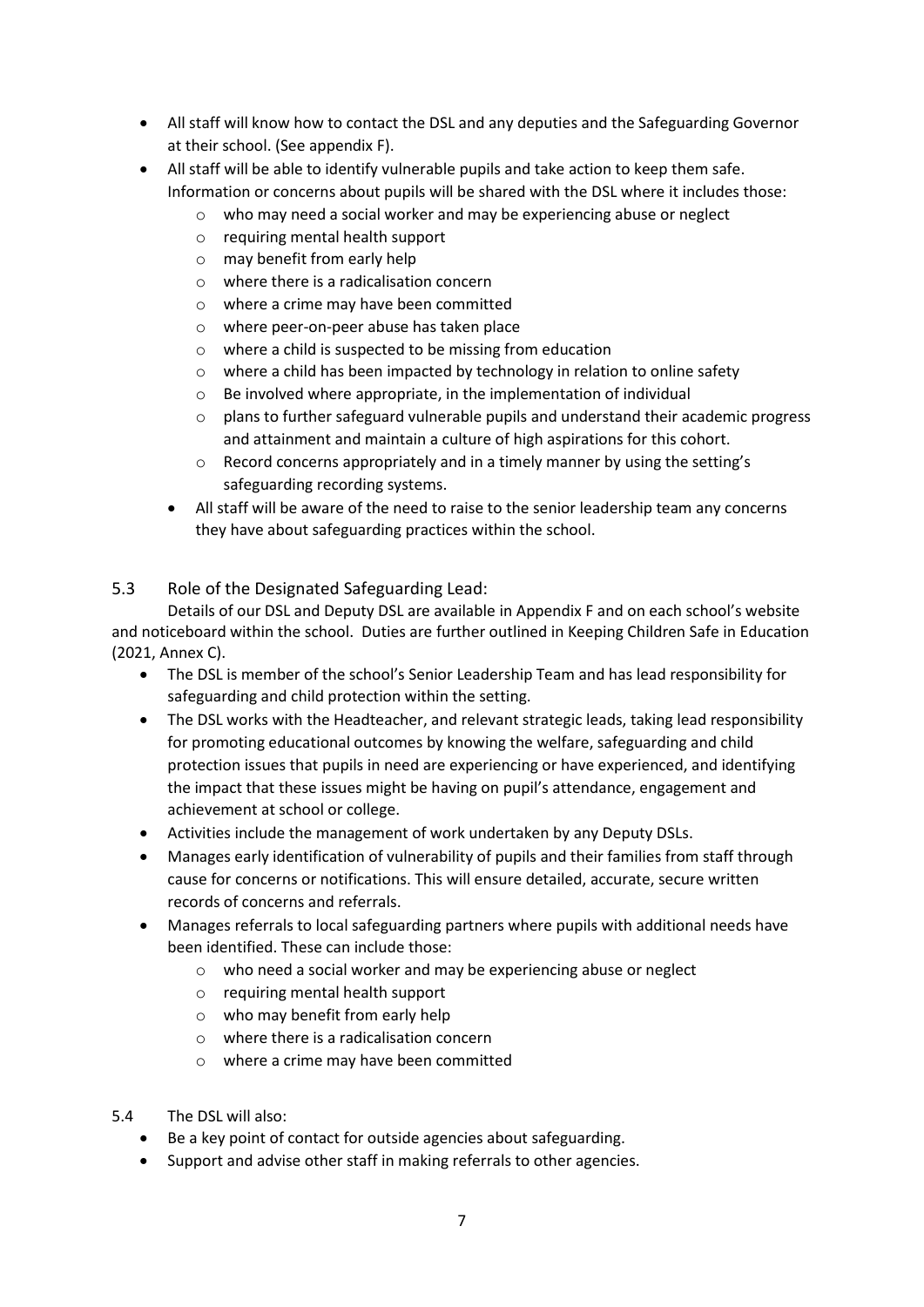- All staff will know how to contact the DSL and any deputies and the Safeguarding Governor at their school. (See appendix F).
- All staff will be able to identify vulnerable pupils and take action to keep them safe. Information or concerns about pupils will be shared with the DSL where it includes those:
    - who may need a social worker and may be experiencing abuse or neglect
    - requiring mental health support
    - may benefit from early help
    - where there is a radicalisation concern
    - where a crime may have been committed
    - where peer-on-peer abuse has taken place
    - where a child is suspected to be missing from education
    - where a child has been impacted by technology in relation to online safety
    - Be involved where appropriate, in the implementation of individual
    - plans to further safeguard vulnerable pupils and understand their academic progress and attainment and maintain a culture of high aspirations for this cohort.
    - Record concerns appropriately and in a timely manner by using the setting's safeguarding recording systems.
- All staff will be aware of the need to raise to the senior leadership team any concerns they have about safeguarding practices within the school.

## 5.3 Role of the Designated Safeguarding Lead:

Details of our DSL and Deputy DSL are available in Appendix F and on each school's website and noticeboard within the school. Duties are further outlined in Keeping Children Safe in Education (2021, Annex C).

- The DSL is member of the school's Senior Leadership Team and has lead responsibility for safeguarding and child protection within the setting.
- The DSL works with the Headteacher, and relevant strategic leads, taking lead responsibility for promoting educational outcomes by knowing the welfare, safeguarding and child protection issues that pupils in need are experiencing or have experienced, and identifying the impact that these issues might be having on pupil's attendance, engagement and achievement at school or college.
- Activities include the management of work undertaken by any Deputy DSLs.
- Manages early identification of vulnerability of pupils and their families from staff through cause for concerns or notifications. This will ensure detailed, accurate, secure written records of concerns and referrals.
- Manages referrals to local safeguarding partners where pupils with additional needs have been identified. These can include those:
    - who need a social worker and may be experiencing abuse or neglect
    - requiring mental health support
    - who may benefit from early help
    - where there is a radicalisation concern
    - where a crime may have been committed

5.4 The DSL will also:

- Be a key point of contact for outside agencies about safeguarding.
- Support and advise other staff in making referrals to other agencies.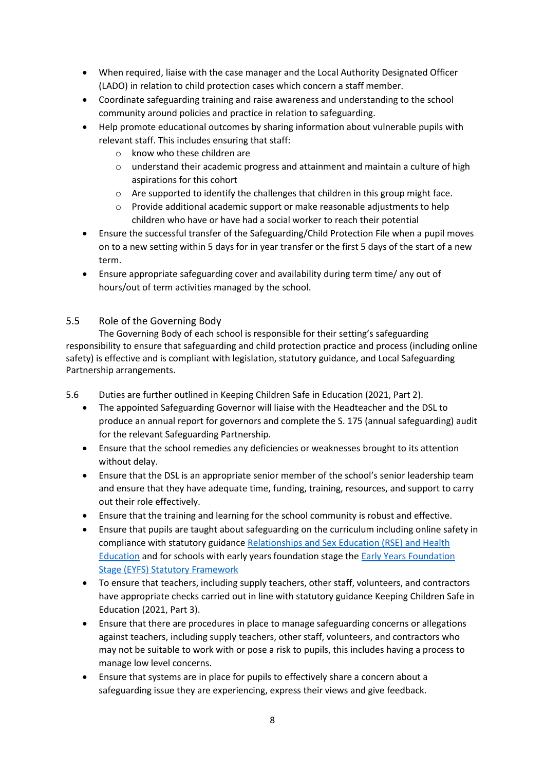- When required, liaise with the case manager and the Local Authority Designated Officer (LADO) in relation to child protection cases which concern a staff member.
- Coordinate safeguarding training and raise awareness and understanding to the school community around policies and practice in relation to safeguarding.
- Help promote educational outcomes by sharing information about vulnerable pupils with relevant staff. This includes ensuring that staff:
  - know who these children are
  - understand their academic progress and attainment and maintain a culture of high aspirations for this cohort
  - Are supported to identify the challenges that children in this group might face.
  - Provide additional academic support or make reasonable adjustments to help children who have or have had a social worker to reach their potential
- Ensure the successful transfer of the Safeguarding/Child Protection File when a pupil moves on to a new setting within 5 days for in year transfer or the first 5 days of the start of a new term.
- Ensure appropriate safeguarding cover and availability during term time/ any out of hours/out of term activities managed by the school.

## 5.5 Role of the Governing Body

The Governing Body of each school is responsible for their setting's safeguarding responsibility to ensure that safeguarding and child protection practice and process (including online safety) is effective and is compliant with legislation, statutory guidance, and Local Safeguarding Partnership arrangements.

5.6 Duties are further outlined in Keeping Children Safe in Education (2021, Part 2).

- The appointed Safeguarding Governor will liaise with the Headteacher and the DSL to produce an annual report for governors and complete the S. 175 (annual safeguarding) audit for the relevant Safeguarding Partnership.
- Ensure that the school remedies any deficiencies or weaknesses brought to its attention without delay.
- Ensure that the DSL is an appropriate senior member of the school's senior leadership team and ensure that they have adequate time, funding, training, resources, and support to carry out their role effectively.
- Ensure that the training and learning for the school community is robust and effective.
- Ensure that pupils are taught about safeguarding on the curriculum including online safety in compliance with statutory guidance Relationships and Sex Education (RSE) and Health Education and for schools with early years foundation stage the Early Years Foundation Stage (EYFS) Statutory Framework
- To ensure that teachers, including supply teachers, other staff, volunteers, and contractors have appropriate checks carried out in line with statutory guidance Keeping Children Safe in Education (2021, Part 3).
- Ensure that there are procedures in place to manage safeguarding concerns or allegations against teachers, including supply teachers, other staff, volunteers, and contractors who may not be suitable to work with or pose a risk to pupils, this includes having a process to manage low level concerns.
- Ensure that systems are in place for pupils to effectively share a concern about a safeguarding issue they are experiencing, express their views and give feedback.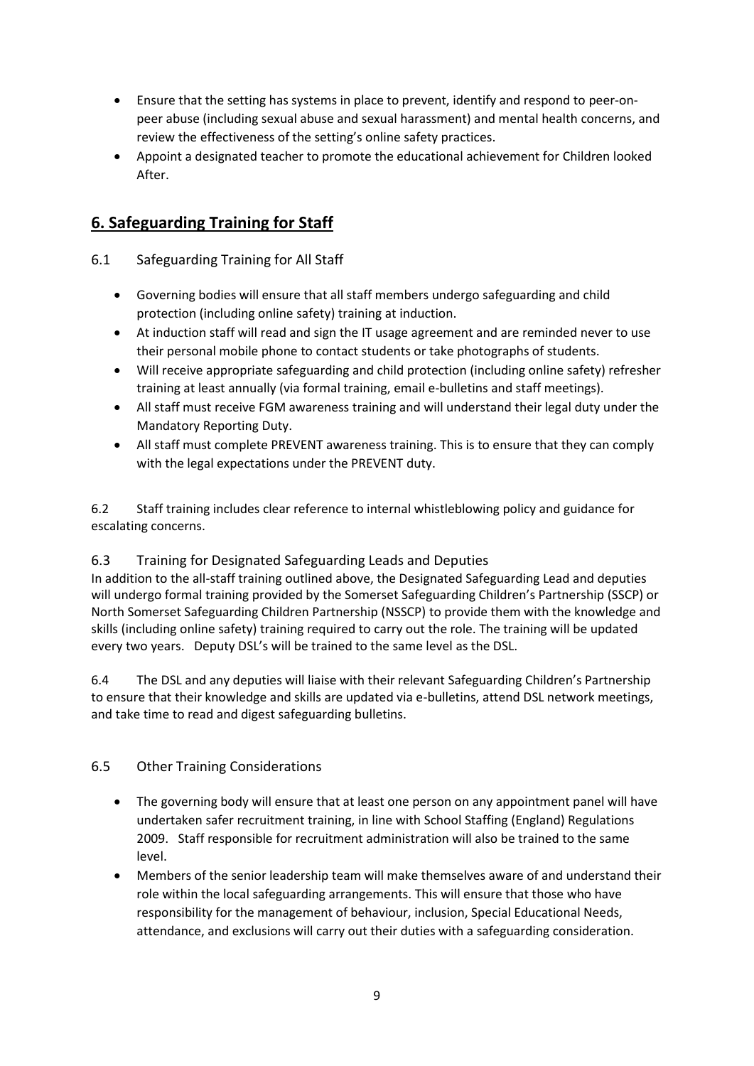- Ensure that the setting has systems in place to prevent, identify and respond to peer-on-peer abuse (including sexual abuse and sexual harassment) and mental health concerns, and review the effectiveness of the setting's online safety practices.
- Appoint a designated teacher to promote the educational achievement for Children looked After.

## 6. Safeguarding Training for Staff

### 6.1 Safeguarding Training for All Staff

- Governing bodies will ensure that all staff members undergo safeguarding and child protection (including online safety) training at induction.
- At induction staff will read and sign the IT usage agreement and are reminded never to use their personal mobile phone to contact students or take photographs of students.
- Will receive appropriate safeguarding and child protection (including online safety) refresher training at least annually (via formal training, email e-bulletins and staff meetings).
- All staff must receive FGM awareness training and will understand their legal duty under the Mandatory Reporting Duty.
- All staff must complete PREVENT awareness training. This is to ensure that they can comply with the legal expectations under the PREVENT duty.

6.2 Staff training includes clear reference to internal whistleblowing policy and guidance for escalating concerns.

### 6.3 Training for Designated Safeguarding Leads and Deputies

In addition to the all-staff training outlined above, the Designated Safeguarding Lead and deputies will undergo formal training provided by the Somerset Safeguarding Children's Partnership (SSCP) or North Somerset Safeguarding Children Partnership (NSSCP) to provide them with the knowledge and skills (including online safety) training required to carry out the role. The training will be updated every two years. Deputy DSL's will be trained to the same level as the DSL.

6.4 The DSL and any deputies will liaise with their relevant Safeguarding Children's Partnership to ensure that their knowledge and skills are updated via e-bulletins, attend DSL network meetings, and take time to read and digest safeguarding bulletins.

### 6.5 Other Training Considerations

- The governing body will ensure that at least one person on any appointment panel will have undertaken safer recruitment training, in line with School Staffing (England) Regulations 2009. Staff responsible for recruitment administration will also be trained to the same level.
- Members of the senior leadership team will make themselves aware of and understand their role within the local safeguarding arrangements. This will ensure that those who have responsibility for the management of behaviour, inclusion, Special Educational Needs, attendance, and exclusions will carry out their duties with a safeguarding consideration.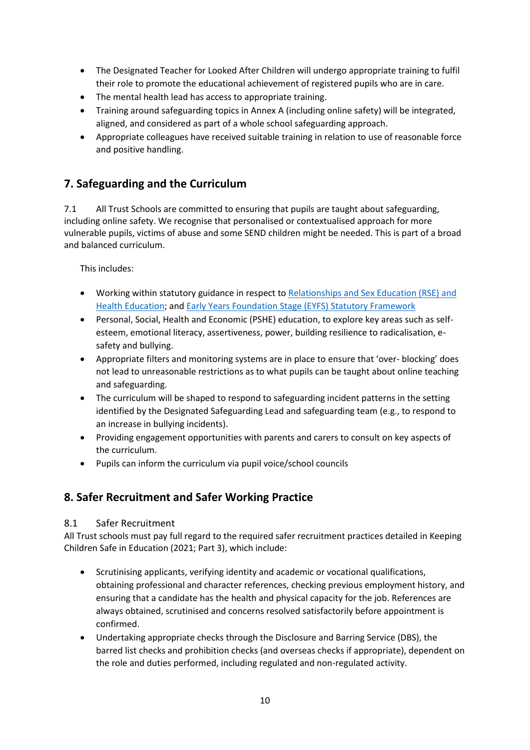- The Designated Teacher for Looked After Children will undergo appropriate training to fulfil their role to promote the educational achievement of registered pupils who are in care.
- The mental health lead has access to appropriate training.
- Training around safeguarding topics in Annex A (including online safety) will be integrated, aligned, and considered as part of a whole school safeguarding approach.
- Appropriate colleagues have received suitable training in relation to use of reasonable force and positive handling.

## 7. Safeguarding and the Curriculum

7.1 All Trust Schools are committed to ensuring that pupils are taught about safeguarding, including online safety. We recognise that personalised or contextualised approach for more vulnerable pupils, victims of abuse and some SEND children might be needed. This is part of a broad and balanced curriculum.

This includes:

- Working within statutory guidance in respect to Relationships and Sex Education (RSE) and Health Education; and Early Years Foundation Stage (EYFS) Statutory Framework
- Personal, Social, Health and Economic (PSHE) education, to explore key areas such as self-esteem, emotional literacy, assertiveness, power, building resilience to radicalisation, e-safety and bullying.
- Appropriate filters and monitoring systems are in place to ensure that 'over- blocking' does not lead to unreasonable restrictions as to what pupils can be taught about online teaching and safeguarding.
- The curriculum will be shaped to respond to safeguarding incident patterns in the setting identified by the Designated Safeguarding Lead and safeguarding team (e.g., to respond to an increase in bullying incidents).
- Providing engagement opportunities with parents and carers to consult on key aspects of the curriculum.
- Pupils can inform the curriculum via pupil voice/school councils

## 8. Safer Recruitment and Safer Working Practice

### 8.1 Safer Recruitment

All Trust schools must pay full regard to the required safer recruitment practices detailed in Keeping Children Safe in Education (2021; Part 3), which include:

- Scrutinising applicants, verifying identity and academic or vocational qualifications, obtaining professional and character references, checking previous employment history, and ensuring that a candidate has the health and physical capacity for the job. References are always obtained, scrutinised and concerns resolved satisfactorily before appointment is confirmed.
- Undertaking appropriate checks through the Disclosure and Barring Service (DBS), the barred list checks and prohibition checks (and overseas checks if appropriate), dependent on the role and duties performed, including regulated and non-regulated activity.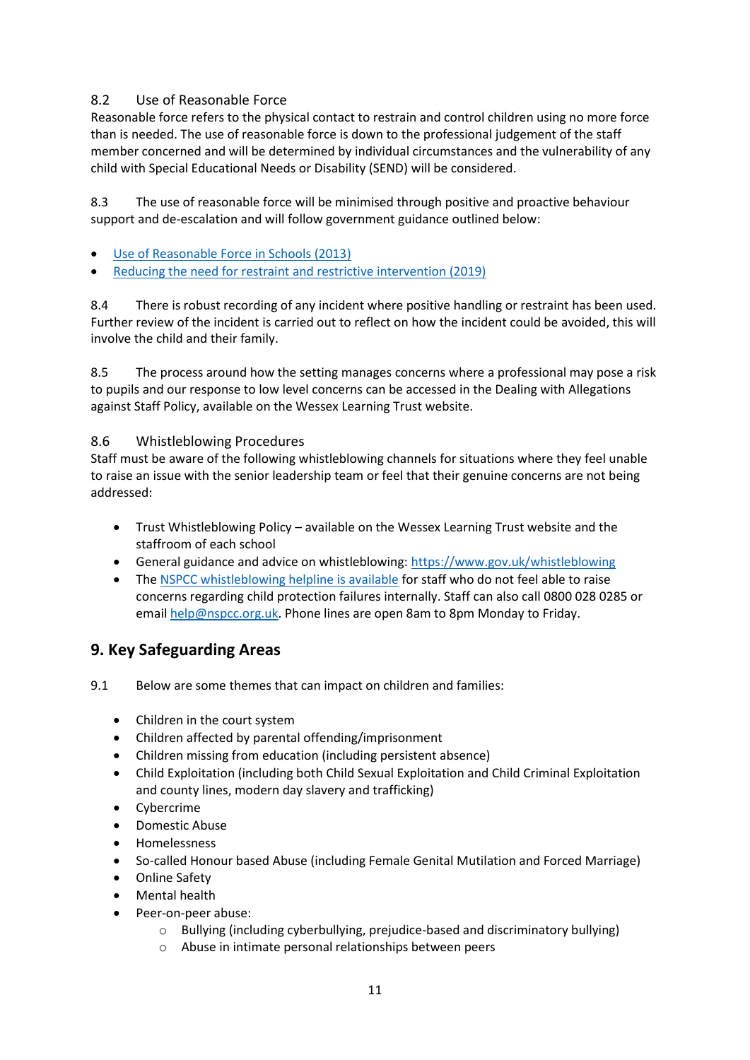### 8.2 Use of Reasonable Force

Reasonable force refers to the physical contact to restrain and control children using no more force than is needed. The use of reasonable force is down to the professional judgement of the staff member concerned and will be determined by individual circumstances and the vulnerability of any child with Special Educational Needs or Disability (SEND) will be considered.

8.3 The use of reasonable force will be minimised through positive and proactive behaviour support and de-escalation and will follow government guidance outlined below:

- Use of Reasonable Force in Schools (2013)
- Reducing the need for restraint and restrictive intervention (2019)

8.4 There is robust recording of any incident where positive handling or restraint has been used. Further review of the incident is carried out to reflect on how the incident could be avoided, this will involve the child and their family.

8.5 The process around how the setting manages concerns where a professional may pose a risk to pupils and our response to low level concerns can be accessed in the Dealing with Allegations against Staff Policy, available on the Wessex Learning Trust website.

### 8.6 Whistleblowing Procedures

Staff must be aware of the following whistleblowing channels for situations where they feel unable to raise an issue with the senior leadership team or feel that their genuine concerns are not being addressed:

- Trust Whistleblowing Policy – available on the Wessex Learning Trust website and the staffroom of each school
- General guidance and advice on whistleblowing: https://www.gov.uk/whistleblowing
- The NSPCC whistleblowing helpline is available for staff who do not feel able to raise concerns regarding child protection failures internally. Staff can also call 0800 028 0285 or email help@nspcc.org.uk. Phone lines are open 8am to 8pm Monday to Friday.

## 9. Key Safeguarding Areas

9.1 Below are some themes that can impact on children and families:

- Children in the court system
- Children affected by parental offending/imprisonment
- Children missing from education (including persistent absence)
- Child Exploitation (including both Child Sexual Exploitation and Child Criminal Exploitation and county lines, modern day slavery and trafficking)
- Cybercrime
- Domestic Abuse
- Homelessness
- So-called Honour based Abuse (including Female Genital Mutilation and Forced Marriage)
- Online Safety
- Mental health
- Peer-on-peer abuse:
  - Bullying (including cyberbullying, prejudice-based and discriminatory bullying)
  - Abuse in intimate personal relationships between peers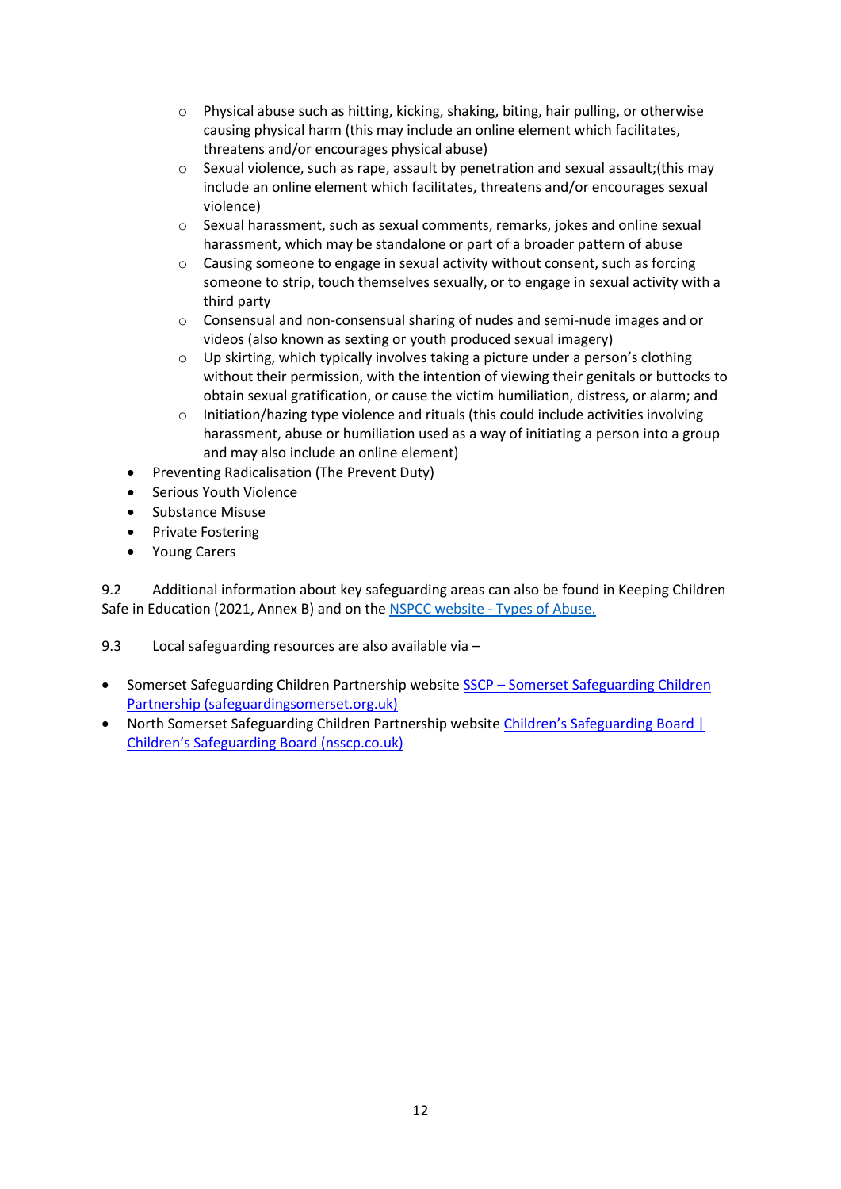- Physical abuse such as hitting, kicking, shaking, biting, hair pulling, or otherwise causing physical harm (this may include an online element which facilitates, threatens and/or encourages physical abuse)
  - Sexual violence, such as rape, assault by penetration and sexual assault;(this may include an online element which facilitates, threatens and/or encourages sexual violence)
  - Sexual harassment, such as sexual comments, remarks, jokes and online sexual harassment, which may be standalone or part of a broader pattern of abuse
  - Causing someone to engage in sexual activity without consent, such as forcing someone to strip, touch themselves sexually, or to engage in sexual activity with a third party
  - Consensual and non-consensual sharing of nudes and semi-nude images and or videos (also known as sexting or youth produced sexual imagery)
  - Up skirting, which typically involves taking a picture under a person's clothing without their permission, with the intention of viewing their genitals or buttocks to obtain sexual gratification, or cause the victim humiliation, distress, or alarm; and
  - Initiation/hazing type violence and rituals (this could include activities involving harassment, abuse or humiliation used as a way of initiating a person into a group and may also include an online element)
- Preventing Radicalisation (The Prevent Duty)
- Serious Youth Violence
- Substance Misuse
- Private Fostering
- Young Carers

9.2 Additional information about key safeguarding areas can also be found in Keeping Children Safe in Education (2021, Annex B) and on the [NSPCC website - Types of Abuse.]()

9.3 Local safeguarding resources are also available via –

- Somerset Safeguarding Children Partnership website [SSCP – Somerset Safeguarding Children Partnership (safeguardingsomerset.org.uk)]()
- North Somerset Safeguarding Children Partnership website [Children's Safeguarding Board | Children's Safeguarding Board (nsscp.co.uk)]()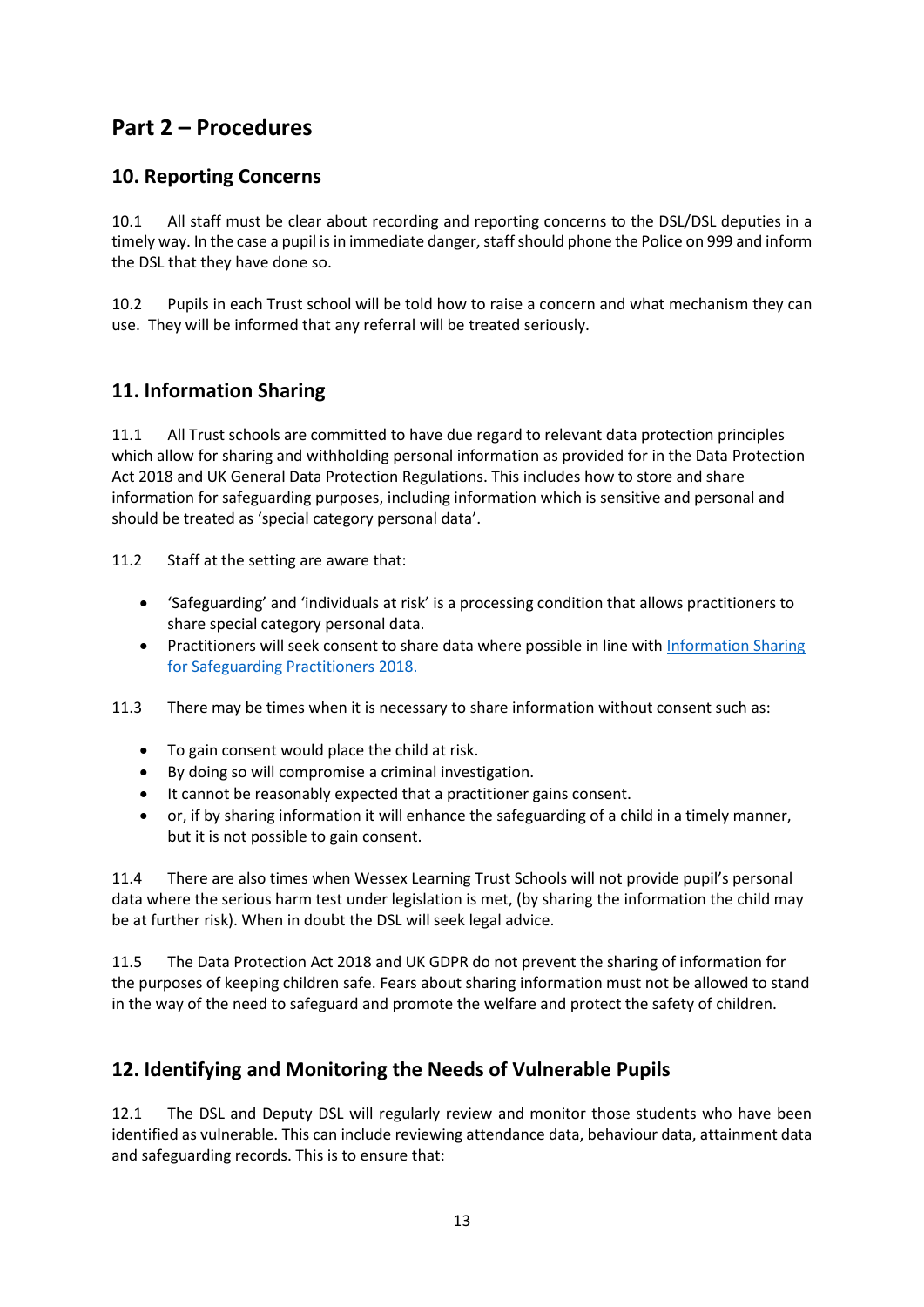# Part 2 – Procedures

## 10. Reporting Concerns

10.1 All staff must be clear about recording and reporting concerns to the DSL/DSL deputies in a timely way. In the case a pupil is in immediate danger, staff should phone the Police on 999 and inform the DSL that they have done so.

10.2 Pupils in each Trust school will be told how to raise a concern and what mechanism they can use. They will be informed that any referral will be treated seriously.

## 11. Information Sharing

11.1 All Trust schools are committed to have due regard to relevant data protection principles which allow for sharing and withholding personal information as provided for in the Data Protection Act 2018 and UK General Data Protection Regulations. This includes how to store and share information for safeguarding purposes, including information which is sensitive and personal and should be treated as 'special category personal data'.

11.2 Staff at the setting are aware that:

- 'Safeguarding' and 'individuals at risk' is a processing condition that allows practitioners to share special category personal data.
- Practitioners will seek consent to share data where possible in line with [Information Sharing for Safeguarding Practitioners 2018.]()

11.3 There may be times when it is necessary to share information without consent such as:

- To gain consent would place the child at risk.
- By doing so will compromise a criminal investigation.
- It cannot be reasonably expected that a practitioner gains consent.
- or, if by sharing information it will enhance the safeguarding of a child in a timely manner, but it is not possible to gain consent.

11.4 There are also times when Wessex Learning Trust Schools will not provide pupil's personal data where the serious harm test under legislation is met, (by sharing the information the child may be at further risk). When in doubt the DSL will seek legal advice.

11.5 The Data Protection Act 2018 and UK GDPR do not prevent the sharing of information for the purposes of keeping children safe. Fears about sharing information must not be allowed to stand in the way of the need to safeguard and promote the welfare and protect the safety of children.

## 12. Identifying and Monitoring the Needs of Vulnerable Pupils

12.1 The DSL and Deputy DSL will regularly review and monitor those students who have been identified as vulnerable. This can include reviewing attendance data, behaviour data, attainment data and safeguarding records. This is to ensure that: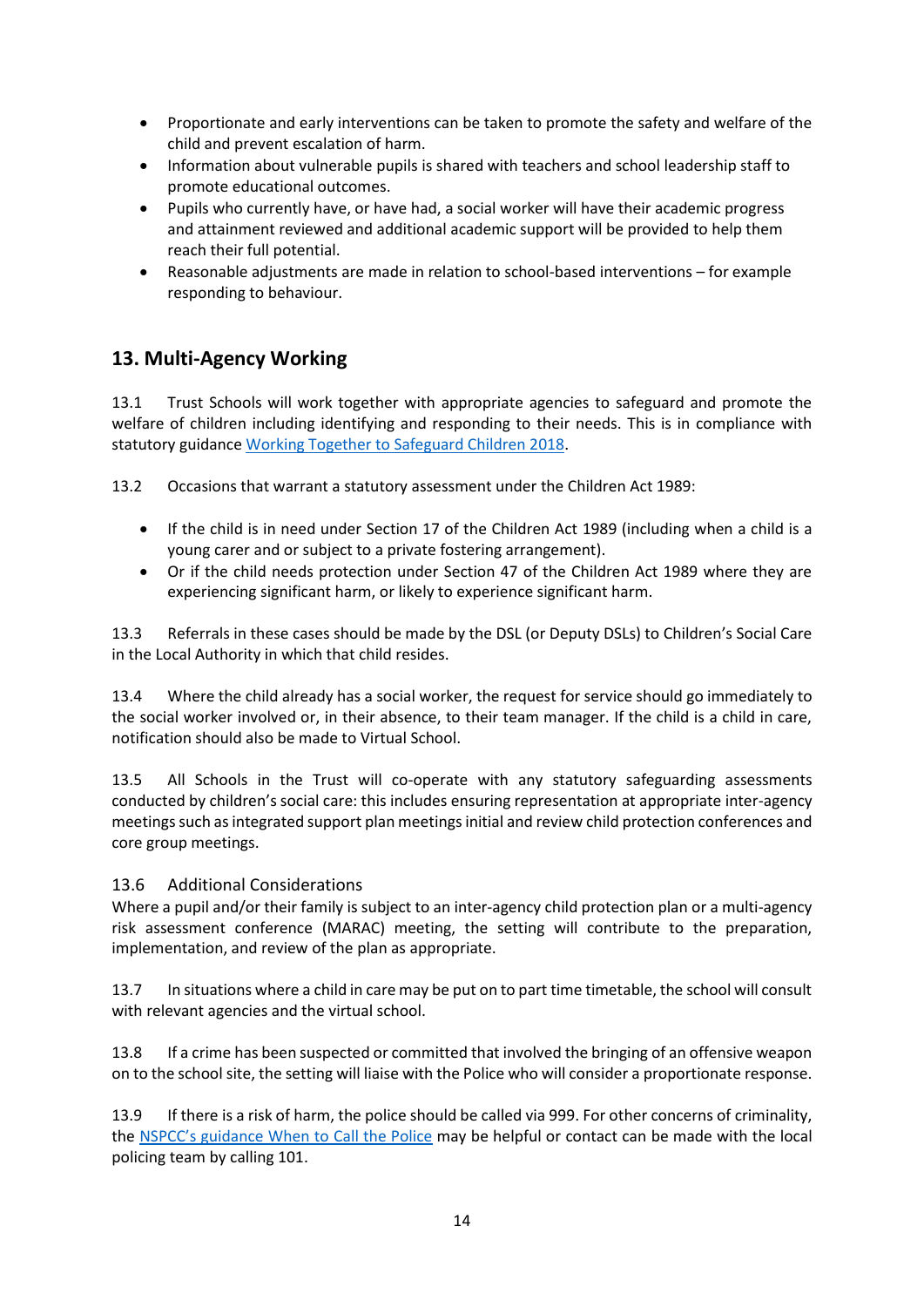- Proportionate and early interventions can be taken to promote the safety and welfare of the child and prevent escalation of harm.
- Information about vulnerable pupils is shared with teachers and school leadership staff to promote educational outcomes.
- Pupils who currently have, or have had, a social worker will have their academic progress and attainment reviewed and additional academic support will be provided to help them reach their full potential.
- Reasonable adjustments are made in relation to school-based interventions – for example responding to behaviour.

## 13. Multi-Agency Working

13.1 Trust Schools will work together with appropriate agencies to safeguard and promote the welfare of children including identifying and responding to their needs. This is in compliance with statutory guidance [Working Together to Safeguard Children 2018](#).

13.2 Occasions that warrant a statutory assessment under the Children Act 1989:

- If the child is in need under Section 17 of the Children Act 1989 (including when a child is a young carer and or subject to a private fostering arrangement).
- Or if the child needs protection under Section 47 of the Children Act 1989 where they are experiencing significant harm, or likely to experience significant harm.

13.3 Referrals in these cases should be made by the DSL (or Deputy DSLs) to Children's Social Care in the Local Authority in which that child resides.

13.4 Where the child already has a social worker, the request for service should go immediately to the social worker involved or, in their absence, to their team manager. If the child is a child in care, notification should also be made to Virtual School.

13.5 All Schools in the Trust will co-operate with any statutory safeguarding assessments conducted by children's social care: this includes ensuring representation at appropriate inter-agency meetings such as integrated support plan meetings initial and review child protection conferences and core group meetings.

### 13.6 Additional Considerations

Where a pupil and/or their family is subject to an inter-agency child protection plan or a multi-agency risk assessment conference (MARAC) meeting, the setting will contribute to the preparation, implementation, and review of the plan as appropriate.

13.7 In situations where a child in care may be put on to part time timetable, the school will consult with relevant agencies and the virtual school.

13.8 If a crime has been suspected or committed that involved the bringing of an offensive weapon on to the school site, the setting will liaise with the Police who will consider a proportionate response.

13.9 If there is a risk of harm, the police should be called via 999. For other concerns of criminality, the [NSPCC's guidance When to Call the Police](#) may be helpful or contact can be made with the local policing team by calling 101.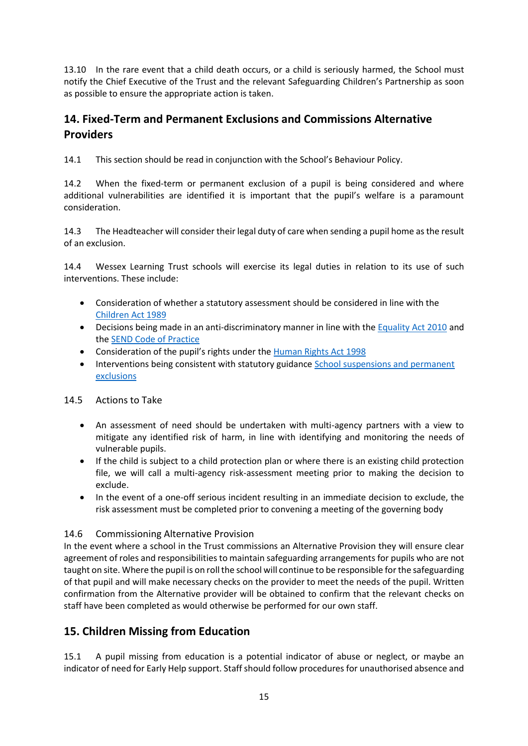13.10 In the rare event that a child death occurs, or a child is seriously harmed, the School must notify the Chief Executive of the Trust and the relevant Safeguarding Children's Partnership as soon as possible to ensure the appropriate action is taken.

## 14. Fixed-Term and Permanent Exclusions and Commissions Alternative Providers

14.1 This section should be read in conjunction with the School's Behaviour Policy.

14.2 When the fixed-term or permanent exclusion of a pupil is being considered and where additional vulnerabilities are identified it is important that the pupil's welfare is a paramount consideration.

14.3 The Headteacher will consider their legal duty of care when sending a pupil home as the result of an exclusion.

14.4 Wessex Learning Trust schools will exercise its legal duties in relation to its use of such interventions. These include:

- Consideration of whether a statutory assessment should be considered in line with the Children Act 1989
- Decisions being made in an anti-discriminatory manner in line with the Equality Act 2010 and the SEND Code of Practice
- Consideration of the pupil's rights under the Human Rights Act 1998
- Interventions being consistent with statutory guidance School suspensions and permanent exclusions

14.5 Actions to Take

- An assessment of need should be undertaken with multi-agency partners with a view to mitigate any identified risk of harm, in line with identifying and monitoring the needs of vulnerable pupils.
- If the child is subject to a child protection plan or where there is an existing child protection file, we will call a multi-agency risk-assessment meeting prior to making the decision to exclude.
- In the event of a one-off serious incident resulting in an immediate decision to exclude, the risk assessment must be completed prior to convening a meeting of the governing body

14.6 Commissioning Alternative Provision

In the event where a school in the Trust commissions an Alternative Provision they will ensure clear agreement of roles and responsibilities to maintain safeguarding arrangements for pupils who are not taught on site. Where the pupil is on roll the school will continue to be responsible for the safeguarding of that pupil and will make necessary checks on the provider to meet the needs of the pupil. Written confirmation from the Alternative provider will be obtained to confirm that the relevant checks on staff have been completed as would otherwise be performed for our own staff.

## 15. Children Missing from Education

15.1 A pupil missing from education is a potential indicator of abuse or neglect, or maybe an indicator of need for Early Help support. Staff should follow procedures for unauthorised absence and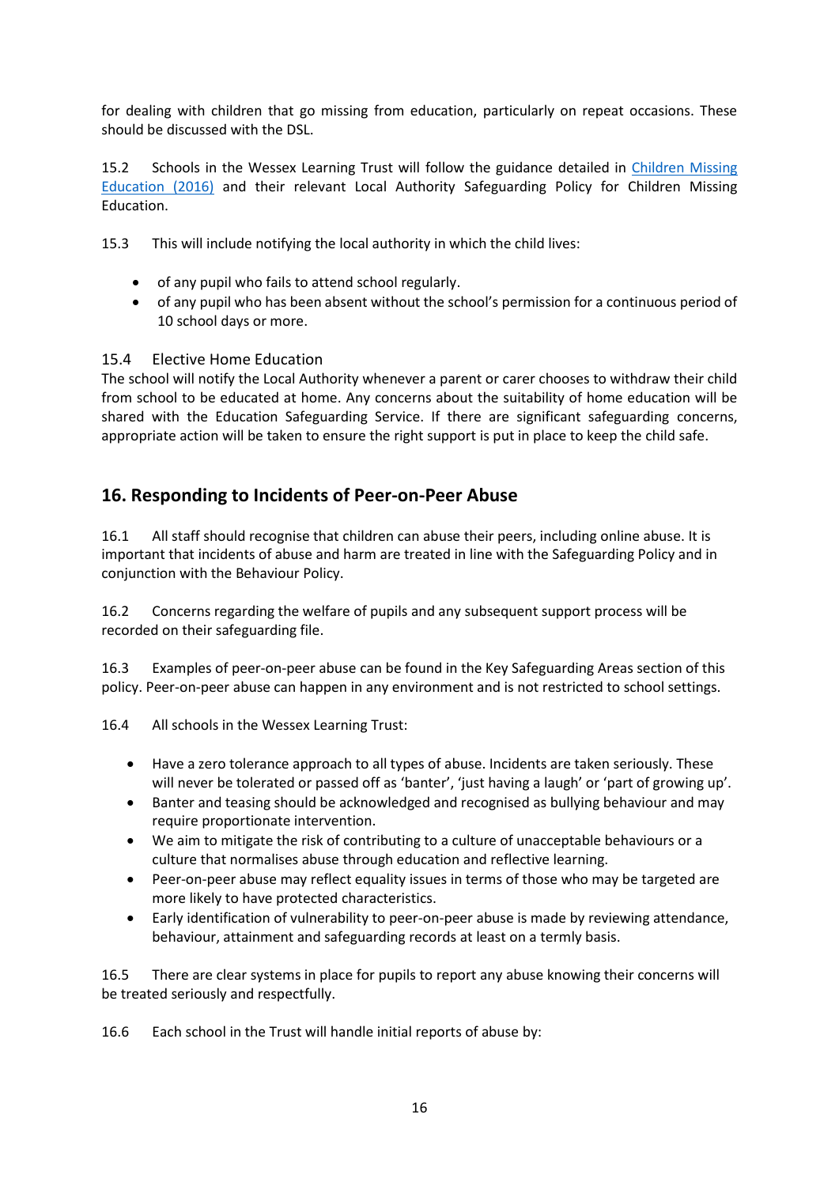for dealing with children that go missing from education, particularly on repeat occasions. These should be discussed with the DSL.

15.2 Schools in the Wessex Learning Trust will follow the guidance detailed in [Children Missing Education (2016)]() and their relevant Local Authority Safeguarding Policy for Children Missing Education.

15.3 This will include notifying the local authority in which the child lives:

- of any pupil who fails to attend school regularly.
- of any pupil who has been absent without the school's permission for a continuous period of 10 school days or more.

### 15.4 Elective Home Education

The school will notify the Local Authority whenever a parent or carer chooses to withdraw their child from school to be educated at home. Any concerns about the suitability of home education will be shared with the Education Safeguarding Service. If there are significant safeguarding concerns, appropriate action will be taken to ensure the right support is put in place to keep the child safe.

## 16. Responding to Incidents of Peer-on-Peer Abuse

16.1 All staff should recognise that children can abuse their peers, including online abuse. It is important that incidents of abuse and harm are treated in line with the Safeguarding Policy and in conjunction with the Behaviour Policy.

16.2 Concerns regarding the welfare of pupils and any subsequent support process will be recorded on their safeguarding file.

16.3 Examples of peer-on-peer abuse can be found in the Key Safeguarding Areas section of this policy. Peer-on-peer abuse can happen in any environment and is not restricted to school settings.

16.4 All schools in the Wessex Learning Trust:

- Have a zero tolerance approach to all types of abuse. Incidents are taken seriously. These will never be tolerated or passed off as 'banter', 'just having a laugh' or 'part of growing up'.
- Banter and teasing should be acknowledged and recognised as bullying behaviour and may require proportionate intervention.
- We aim to mitigate the risk of contributing to a culture of unacceptable behaviours or a culture that normalises abuse through education and reflective learning.
- Peer-on-peer abuse may reflect equality issues in terms of those who may be targeted are more likely to have protected characteristics.
- Early identification of vulnerability to peer-on-peer abuse is made by reviewing attendance, behaviour, attainment and safeguarding records at least on a termly basis.

16.5 There are clear systems in place for pupils to report any abuse knowing their concerns will be treated seriously and respectfully.

16.6 Each school in the Trust will handle initial reports of abuse by: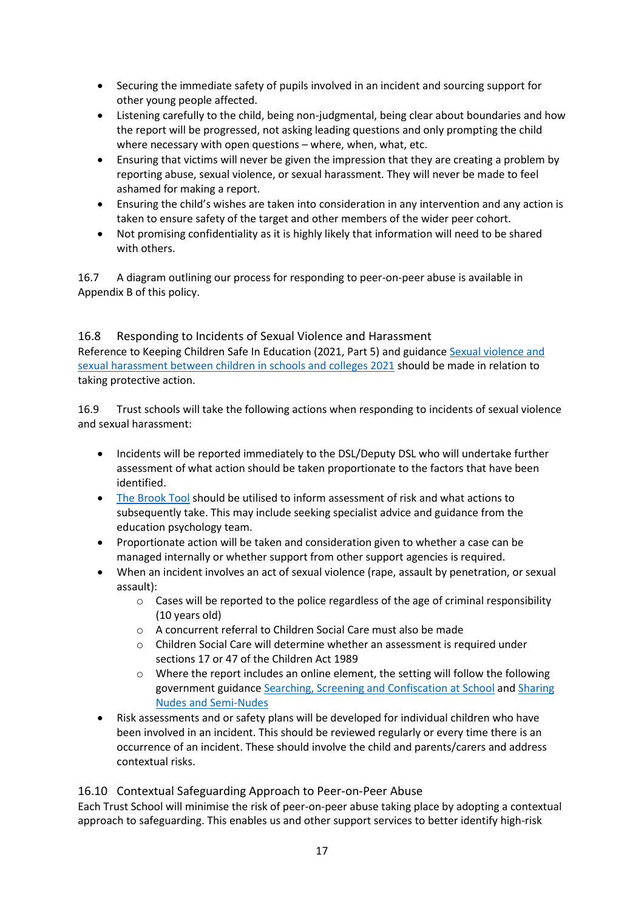- Securing the immediate safety of pupils involved in an incident and sourcing support for other young people affected.
- Listening carefully to the child, being non-judgmental, being clear about boundaries and how the report will be progressed, not asking leading questions and only prompting the child where necessary with open questions – where, when, what, etc.
- Ensuring that victims will never be given the impression that they are creating a problem by reporting abuse, sexual violence, or sexual harassment. They will never be made to feel ashamed for making a report.
- Ensuring the child's wishes are taken into consideration in any intervention and any action is taken to ensure safety of the target and other members of the wider peer cohort.
- Not promising confidentiality as it is highly likely that information will need to be shared with others.

16.7 A diagram outlining our process for responding to peer-on-peer abuse is available in Appendix B of this policy.

### 16.8 Responding to Incidents of Sexual Violence and Harassment

Reference to Keeping Children Safe In Education (2021, Part 5) and guidance [Sexual violence and sexual harassment between children in schools and colleges 2021]() should be made in relation to taking protective action.

16.9 Trust schools will take the following actions when responding to incidents of sexual violence and sexual harassment:

- Incidents will be reported immediately to the DSL/Deputy DSL who will undertake further assessment of what action should be taken proportionate to the factors that have been identified.
- [The Brook Tool]() should be utilised to inform assessment of risk and what actions to subsequently take. This may include seeking specialist advice and guidance from the education psychology team.
- Proportionate action will be taken and consideration given to whether a case can be managed internally or whether support from other support agencies is required.
- When an incident involves an act of sexual violence (rape, assault by penetration, or sexual assault):
    - Cases will be reported to the police regardless of the age of criminal responsibility (10 years old)
    - A concurrent referral to Children Social Care must also be made
    - Children Social Care will determine whether an assessment is required under sections 17 or 47 of the Children Act 1989
    - Where the report includes an online element, the setting will follow the following government guidance [Searching, Screening and Confiscation at School]() and [Sharing Nudes and Semi-Nudes]()
- Risk assessments and or safety plans will be developed for individual children who have been involved in an incident. This should be reviewed regularly or every time there is an occurrence of an incident. These should involve the child and parents/carers and address contextual risks.

### 16.10 Contextual Safeguarding Approach to Peer-on-Peer Abuse

Each Trust School will minimise the risk of peer-on-peer abuse taking place by adopting a contextual approach to safeguarding. This enables us and other support services to better identify high-risk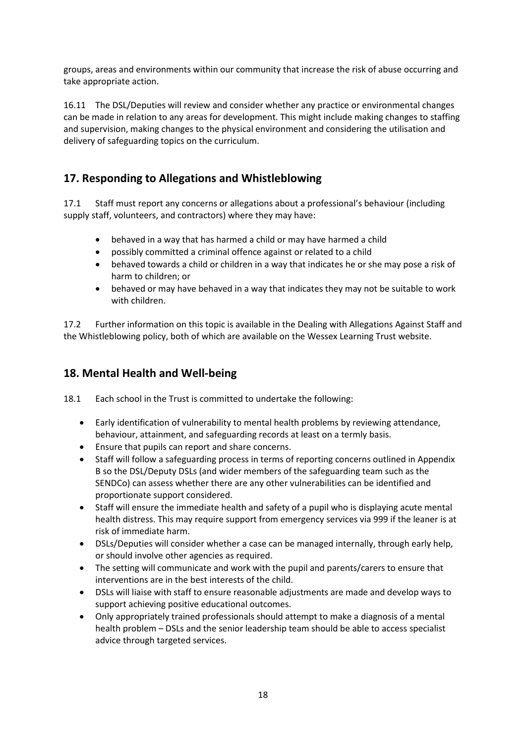groups, areas and environments within our community that increase the risk of abuse occurring and take appropriate action.

16.11 The DSL/Deputies will review and consider whether any practice or environmental changes can be made in relation to any areas for development. This might include making changes to staffing and supervision, making changes to the physical environment and considering the utilisation and delivery of safeguarding topics on the curriculum.

## 17. Responding to Allegations and Whistleblowing

17.1 Staff must report any concerns or allegations about a professional's behaviour (including supply staff, volunteers, and contractors) where they may have:

- behaved in a way that has harmed a child or may have harmed a child
- possibly committed a criminal offence against or related to a child
- behaved towards a child or children in a way that indicates he or she may pose a risk of harm to children; or
- behaved or may have behaved in a way that indicates they may not be suitable to work with children.

17.2 Further information on this topic is available in the Dealing with Allegations Against Staff and the Whistleblowing policy, both of which are available on the Wessex Learning Trust website.

## 18. Mental Health and Well-being

18.1 Each school in the Trust is committed to undertake the following:

- Early identification of vulnerability to mental health problems by reviewing attendance, behaviour, attainment, and safeguarding records at least on a termly basis.
- Ensure that pupils can report and share concerns.
- Staff will follow a safeguarding process in terms of reporting concerns outlined in Appendix B so the DSL/Deputy DSLs (and wider members of the safeguarding team such as the SENDCo) can assess whether there are any other vulnerabilities can be identified and proportionate support considered.
- Staff will ensure the immediate health and safety of a pupil who is displaying acute mental health distress. This may require support from emergency services via 999 if the leaner is at risk of immediate harm.
- DSLs/Deputies will consider whether a case can be managed internally, through early help, or should involve other agencies as required.
- The setting will communicate and work with the pupil and parents/carers to ensure that interventions are in the best interests of the child.
- DSLs will liaise with staff to ensure reasonable adjustments are made and develop ways to support achieving positive educational outcomes.
- Only appropriately trained professionals should attempt to make a diagnosis of a mental health problem – DSLs and the senior leadership team should be able to access specialist advice through targeted services.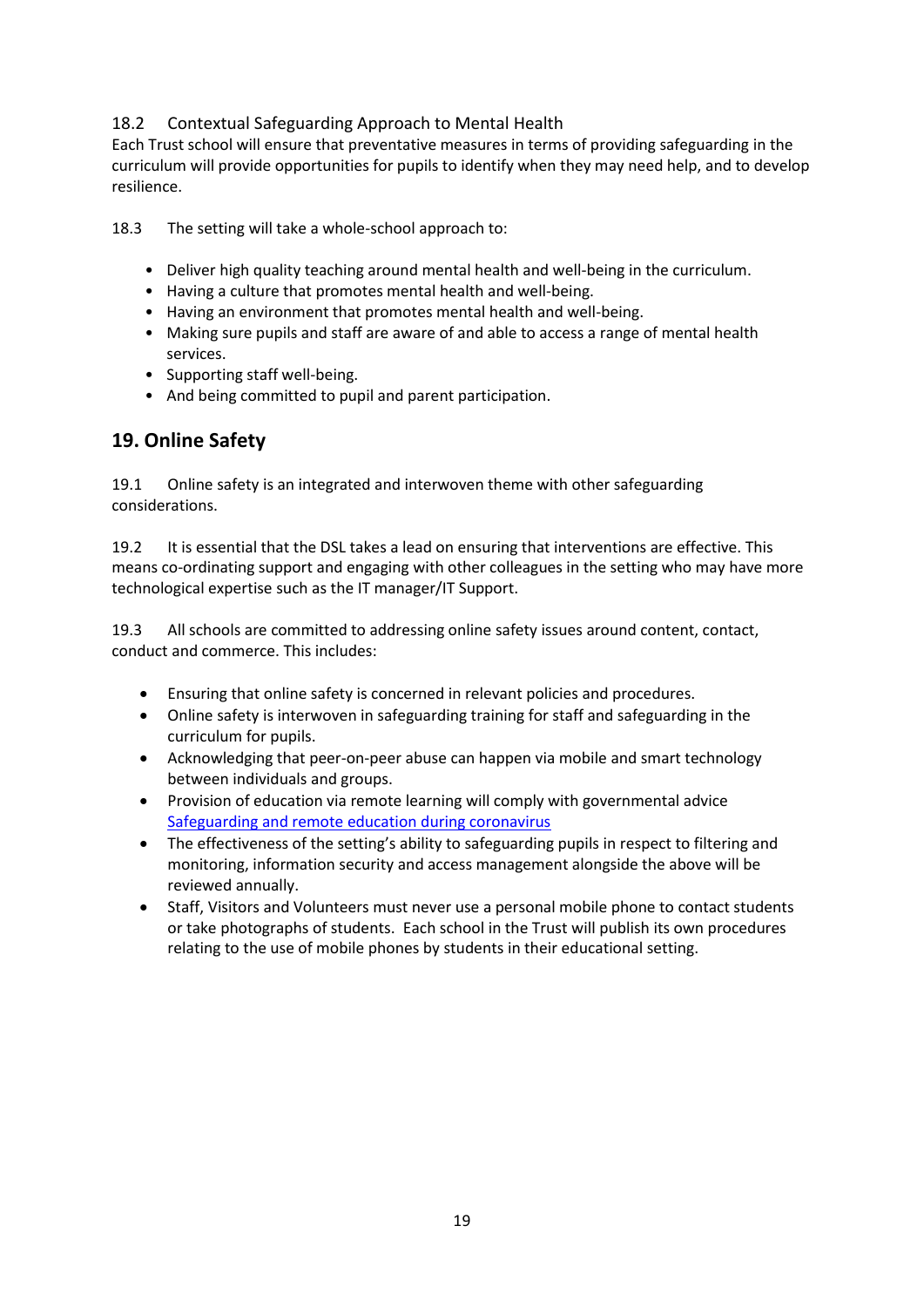18.2 Contextual Safeguarding Approach to Mental Health

Each Trust school will ensure that preventative measures in terms of providing safeguarding in the curriculum will provide opportunities for pupils to identify when they may need help, and to develop resilience.

18.3 The setting will take a whole-school approach to:

- Deliver high quality teaching around mental health and well-being in the curriculum.
- Having a culture that promotes mental health and well-being.
- Having an environment that promotes mental health and well-being.
- Making sure pupils and staff are aware of and able to access a range of mental health services.
- Supporting staff well-being.
- And being committed to pupil and parent participation.

## 19. Online Safety

19.1 Online safety is an integrated and interwoven theme with other safeguarding considerations.

19.2 It is essential that the DSL takes a lead on ensuring that interventions are effective. This means co-ordinating support and engaging with other colleagues in the setting who may have more technological expertise such as the IT manager/IT Support.

19.3 All schools are committed to addressing online safety issues around content, contact, conduct and commerce. This includes:

- Ensuring that online safety is concerned in relevant policies and procedures.
- Online safety is interwoven in safeguarding training for staff and safeguarding in the curriculum for pupils.
- Acknowledging that peer-on-peer abuse can happen via mobile and smart technology between individuals and groups.
- Provision of education via remote learning will comply with governmental advice Safeguarding and remote education during coronavirus
- The effectiveness of the setting's ability to safeguarding pupils in respect to filtering and monitoring, information security and access management alongside the above will be reviewed annually.
- Staff, Visitors and Volunteers must never use a personal mobile phone to contact students or take photographs of students. Each school in the Trust will publish its own procedures relating to the use of mobile phones by students in their educational setting.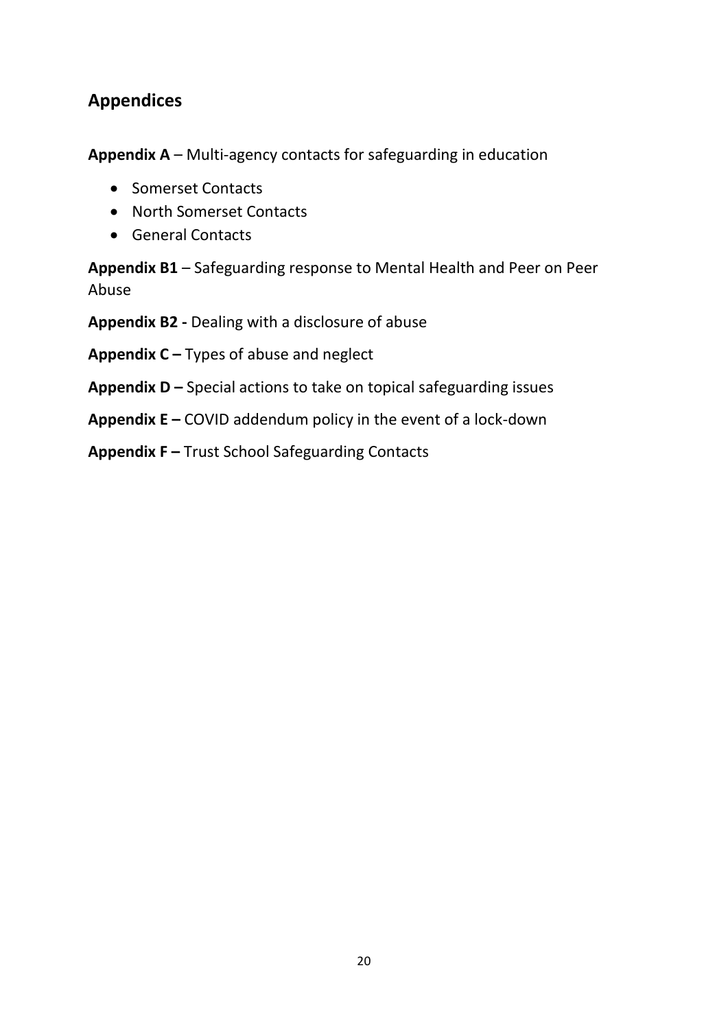## Appendices

**Appendix A** – Multi-agency contacts for safeguarding in education

- Somerset Contacts
- North Somerset Contacts
- General Contacts

**Appendix B1** – Safeguarding response to Mental Health and Peer on Peer Abuse

**Appendix B2 -** Dealing with a disclosure of abuse

**Appendix C –** Types of abuse and neglect

**Appendix D –** Special actions to take on topical safeguarding issues

**Appendix E –** COVID addendum policy in the event of a lock-down

**Appendix F –** Trust School Safeguarding Contacts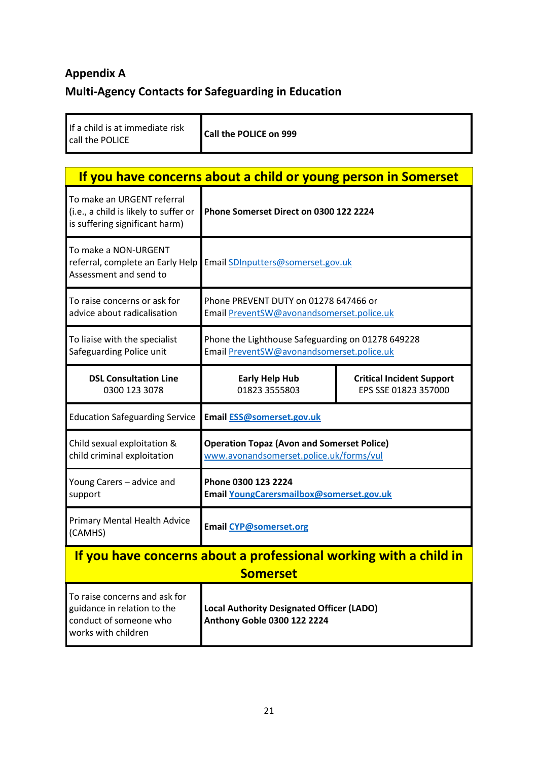## Appendix A

## Multi-Agency Contacts for Safeguarding in Education

| If a child is at immediate risk call the POLICE | **Call the POLICE on 999** |
|---|---|

| **If you have concerns about a child or young person in Somerset** | | |
|---|---|---|
| To make an URGENT referral (i.e., a child is likely to suffer or is suffering significant harm) | **Phone Somerset Direct on 0300 122 2224** | |
| To make a NON-URGENT referral, complete an Early Help Assessment and send to | Email SDInputters@somerset.gov.uk | |
| To raise concerns or ask for advice about radicalisation | Phone PREVENT DUTY on 01278 647466 or Email PreventSW@avonandsomerset.police.uk | |
| To liaise with the specialist Safeguarding Police unit | Phone the Lighthouse Safeguarding on 01278 649228 Email PreventSW@avonandsomerset.police.uk | |
| **DSL Consultation Line** 0300 123 3078 | **Early Help Hub** 01823 3555803 | **Critical Incident Support** EPS SSE 01823 357000 |
| Education Safeguarding Service | **Email ESS@somerset.gov.uk** | |
| Child sexual exploitation & child criminal exploitation | **Operation Topaz (Avon and Somerset Police)** www.avonandsomerset.police.uk/forms/vul | |
| Young Carers – advice and support | **Phone 0300 123 2224** **Email YoungCarersmailbox@somerset.gov.uk** | |
| Primary Mental Health Advice (CAMHS) | **Email CYP@somerset.org** | |

| **If you have concerns about a professional working with a child in Somerset** | |
|---|---|
| To raise concerns and ask for guidance in relation to the conduct of someone who works with children | **Local Authority Designated Officer (LADO)** **Anthony Goble 0300 122 2224** |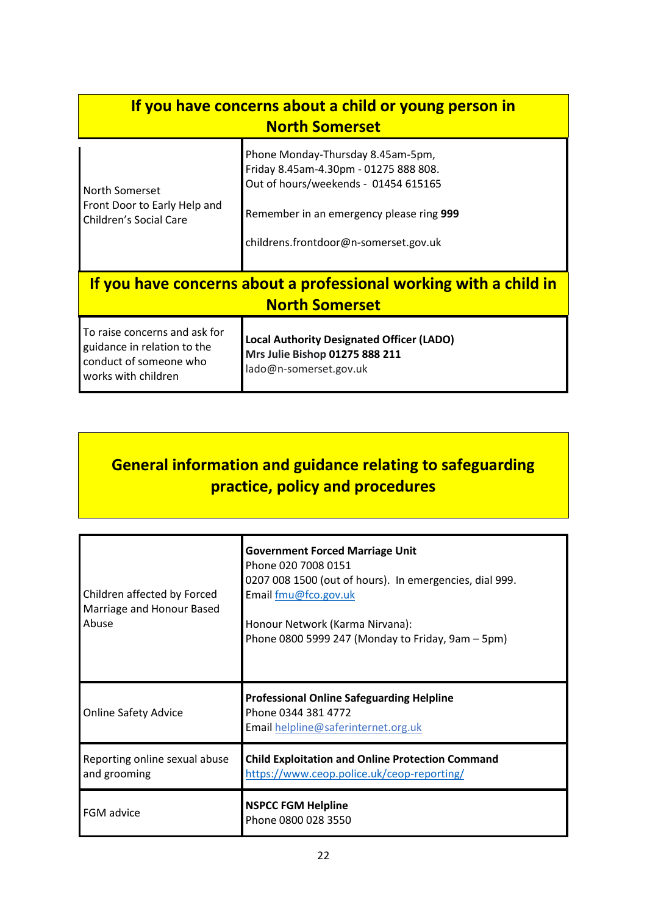## If you have concerns about a child or young person in North Somerset

| | |
|---|---|
| North Somerset Front Door to Early Help and Children's Social Care | Phone Monday-Thursday 8.45am-5pm, Friday 8.45am-4.30pm - 01275 888 808. Out of hours/weekends - 01454 615165<br><br>Remember in an emergency please ring **999**<br><br>childrens.frontdoor@n-somerset.gov.uk |

## If you have concerns about a professional working with a child in North Somerset

| | |
|---|---|
| To raise concerns and ask for guidance in relation to the conduct of someone who works with children | **Local Authority Designated Officer (LADO)**<br>**Mrs Julie Bishop 01275 888 211**<br>lado@n-somerset.gov.uk |

## General information and guidance relating to safeguarding practice, policy and procedures

| | |
|---|---|
| Children affected by Forced Marriage and Honour Based Abuse | **Government Forced Marriage Unit**<br>Phone 020 7008 0151<br>0207 008 1500 (out of hours). In emergencies, dial 999.<br>Email fmu@fco.gov.uk<br><br>Honour Network (Karma Nirvana):<br>Phone 0800 5999 247 (Monday to Friday, 9am – 5pm) |
| Online Safety Advice | **Professional Online Safeguarding Helpline**<br>Phone 0344 381 4772<br>Email helpline@saferinternet.org.uk |
| Reporting online sexual abuse and grooming | **Child Exploitation and Online Protection Command**<br>https://www.ceop.police.uk/ceop-reporting/ |
| FGM advice | **NSPCC FGM Helpline**<br>Phone 0800 028 3550 |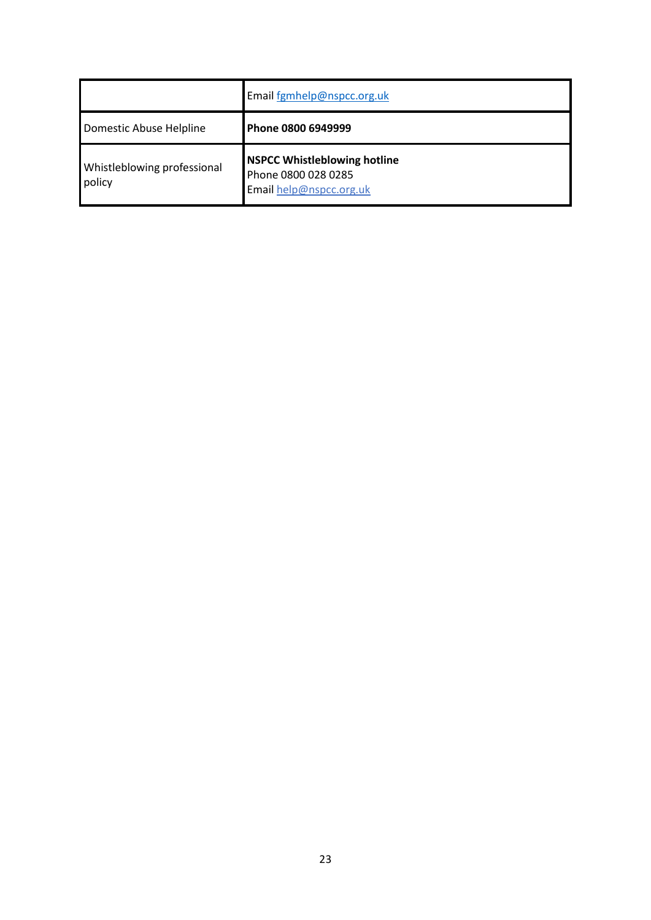| | |
|---|---|
| | Email fgmhelp@nspcc.org.uk |
| Domestic Abuse Helpline | **Phone 0800 6949999** |
| Whistleblowing professional policy | **NSPCC Whistleblowing hotline**<br>Phone 0800 028 0285<br>Email help@nspcc.org.uk |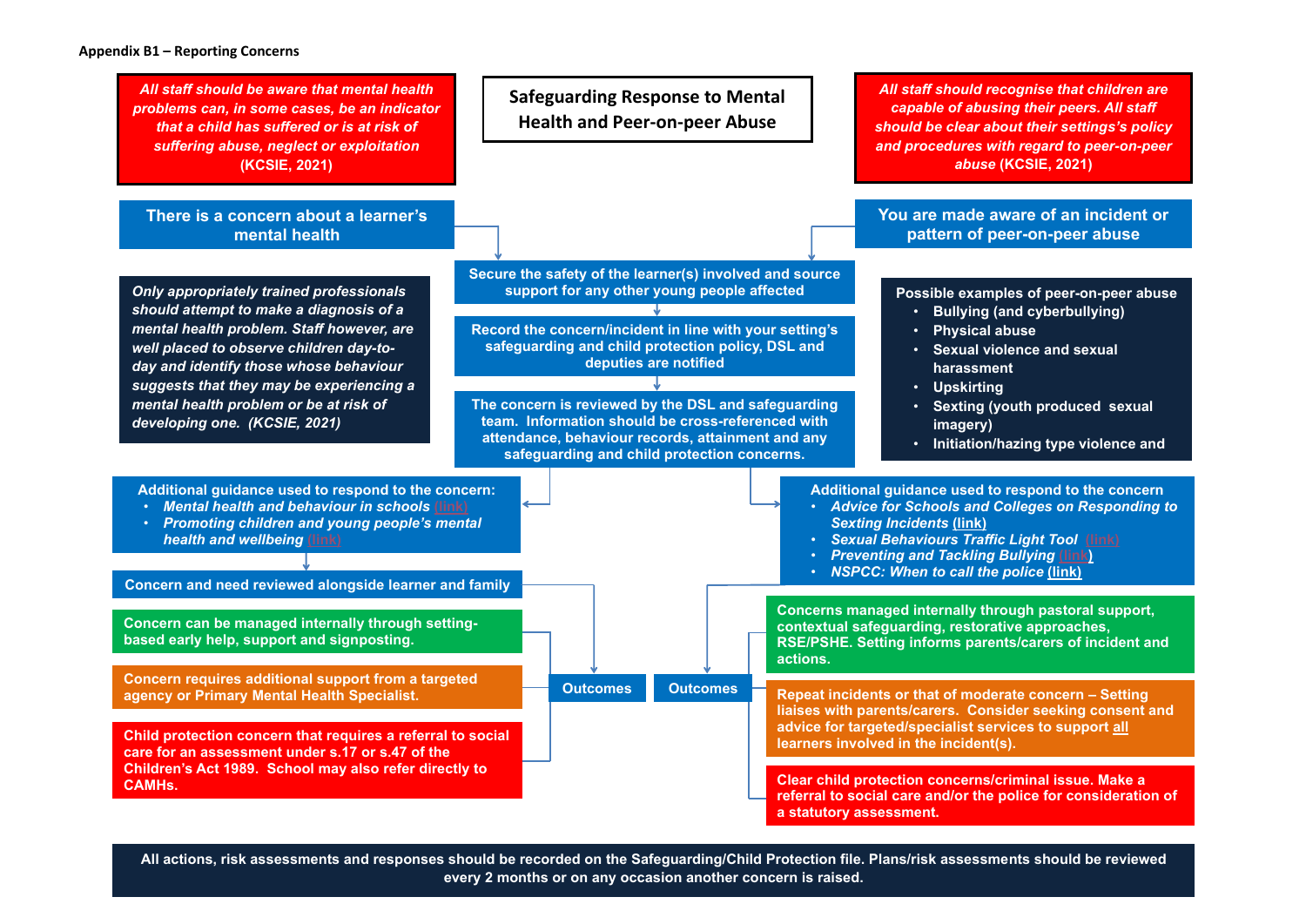**Appendix B1 – Reporting Concerns**

# Safeguarding Response to Mental Health and Peer-on-peer Abuse

***All staff should be aware that mental health problems can, in some cases, be an indicator that a child has suffered or is at risk of suffering abuse, neglect or exploitation* (KCSIE, 2021)**

***All staff should recognise that children are capable of abusing their peers. All staff should be clear about their settings's policy and procedures with regard to peer-on-peer abuse* (KCSIE, 2021)**

## There is a concern about a learner's mental health

## You are made aware of an incident or pattern of peer-on-peer abuse

***Only appropriately trained professionals should attempt to make a diagnosis of a mental health problem. Staff however, are well placed to observe children day-to-day and identify those whose behaviour suggests that they may be experiencing a mental health problem or be at risk of developing one. (KCSIE, 2021)***

**Possible examples of peer-on-peer abuse**

- Bullying (and cyberbullying)
- Physical abuse
- Sexual violence and sexual harassment
- Upskirting
- Sexting (youth produced sexual imagery)
- Initiation/hazing type violence and

**Secure the safety of the learner(s) involved and source support for any other young people affected**

**Record the concern/incident in line with your setting's safeguarding and child protection policy, DSL and deputies are notified**

**The concern is reviewed by the DSL and safeguarding team. Information should be cross-referenced with attendance, behaviour records, attainment and any safeguarding and child protection concerns.**

### Mental health

**Additional guidance used to respond to the concern:**

- *Mental health and behaviour in schools* (link)
- *Promoting children and young people's mental health and wellbeing* (link)

**Concern and need reviewed alongside learner and family**

**Outcomes**

- **Concern can be managed internally through setting-based early help, support and signposting.**
- **Concern requires additional support from a targeted agency or Primary Mental Health Specialist.**
- **Child protection concern that requires a referral to social care for an assessment under s.17 or s.47 of the Children's Act 1989. School may also refer directly to CAMHs.**

### Peer-on-peer abuse

**Additional guidance used to respond to the concern**

- *Advice for Schools and Colleges on Responding to Sexting Incidents* (link)
- *Sexual Behaviours Traffic Light Tool* (link)
- *Preventing and Tackling Bullying* (link)
- *NSPCC: When to call the police* (link)

**Outcomes**

- **Concerns managed internally through pastoral support, contextual safeguarding, restorative approaches, RSE/PSHE. Setting informs parents/carers of incident and actions.**
- **Repeat incidents or that of moderate concern – Setting liaises with parents/carers. Consider seeking consent and advice for targeted/specialist services to support all learners involved in the incident(s).**
- **Clear child protection concerns/criminal issue. Make a referral to social care and/or the police for consideration of a statutory assessment.**

**All actions, risk assessments and responses should be recorded on the Safeguarding/Child Protection file. Plans/risk assessments should be reviewed every 2 months or on any occasion another concern is raised.**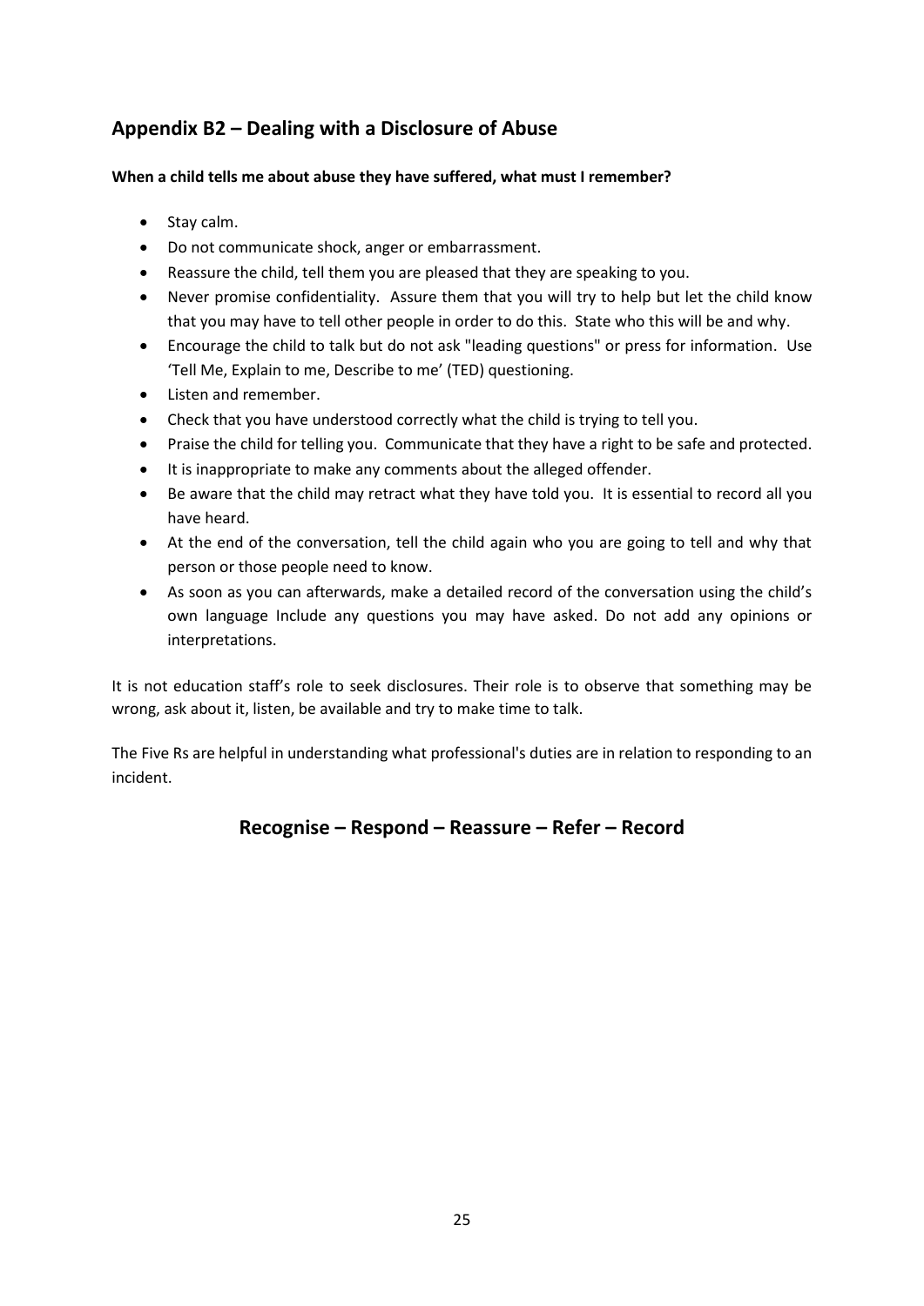## Appendix B2 – Dealing with a Disclosure of Abuse

**When a child tells me about abuse they have suffered, what must I remember?**

- Stay calm.
- Do not communicate shock, anger or embarrassment.
- Reassure the child, tell them you are pleased that they are speaking to you.
- Never promise confidentiality. Assure them that you will try to help but let the child know that you may have to tell other people in order to do this. State who this will be and why.
- Encourage the child to talk but do not ask "leading questions" or press for information. Use 'Tell Me, Explain to me, Describe to me' (TED) questioning.
- Listen and remember.
- Check that you have understood correctly what the child is trying to tell you.
- Praise the child for telling you. Communicate that they have a right to be safe and protected.
- It is inappropriate to make any comments about the alleged offender.
- Be aware that the child may retract what they have told you. It is essential to record all you have heard.
- At the end of the conversation, tell the child again who you are going to tell and why that person or those people need to know.
- As soon as you can afterwards, make a detailed record of the conversation using the child's own language Include any questions you may have asked. Do not add any opinions or interpretations.

It is not education staff's role to seek disclosures. Their role is to observe that something may be wrong, ask about it, listen, be available and try to make time to talk.

The Five Rs are helpful in understanding what professional's duties are in relation to responding to an incident.

### Recognise – Respond – Reassure – Refer – Record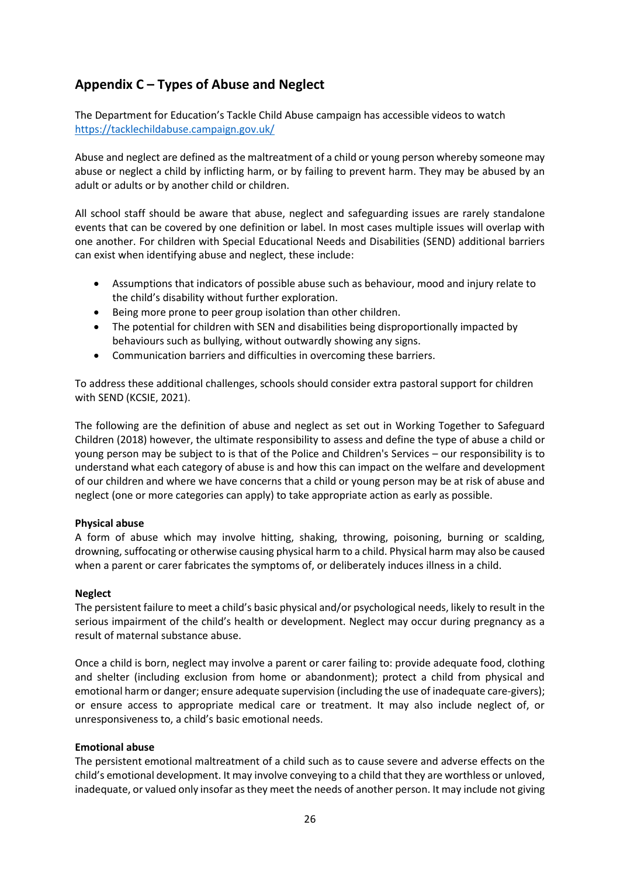## Appendix C – Types of Abuse and Neglect

The Department for Education's Tackle Child Abuse campaign has accessible videos to watch https://tacklechildabuse.campaign.gov.uk/

Abuse and neglect are defined as the maltreatment of a child or young person whereby someone may abuse or neglect a child by inflicting harm, or by failing to prevent harm. They may be abused by an adult or adults or by another child or children.

All school staff should be aware that abuse, neglect and safeguarding issues are rarely standalone events that can be covered by one definition or label. In most cases multiple issues will overlap with one another. For children with Special Educational Needs and Disabilities (SEND) additional barriers can exist when identifying abuse and neglect, these include:

- Assumptions that indicators of possible abuse such as behaviour, mood and injury relate to the child's disability without further exploration.
- Being more prone to peer group isolation than other children.
- The potential for children with SEN and disabilities being disproportionally impacted by behaviours such as bullying, without outwardly showing any signs.
- Communication barriers and difficulties in overcoming these barriers.

To address these additional challenges, schools should consider extra pastoral support for children with SEND (KCSIE, 2021).

The following are the definition of abuse and neglect as set out in Working Together to Safeguard Children (2018) however, the ultimate responsibility to assess and define the type of abuse a child or young person may be subject to is that of the Police and Children's Services – our responsibility is to understand what each category of abuse is and how this can impact on the welfare and development of our children and where we have concerns that a child or young person may be at risk of abuse and neglect (one or more categories can apply) to take appropriate action as early as possible.

**Physical abuse**
A form of abuse which may involve hitting, shaking, throwing, poisoning, burning or scalding, drowning, suffocating or otherwise causing physical harm to a child. Physical harm may also be caused when a parent or carer fabricates the symptoms of, or deliberately induces illness in a child.

**Neglect**
The persistent failure to meet a child's basic physical and/or psychological needs, likely to result in the serious impairment of the child's health or development. Neglect may occur during pregnancy as a result of maternal substance abuse.

Once a child is born, neglect may involve a parent or carer failing to: provide adequate food, clothing and shelter (including exclusion from home or abandonment); protect a child from physical and emotional harm or danger; ensure adequate supervision (including the use of inadequate care-givers); or ensure access to appropriate medical care or treatment. It may also include neglect of, or unresponsiveness to, a child's basic emotional needs.

**Emotional abuse**
The persistent emotional maltreatment of a child such as to cause severe and adverse effects on the child's emotional development. It may involve conveying to a child that they are worthless or unloved, inadequate, or valued only insofar as they meet the needs of another person. It may include not giving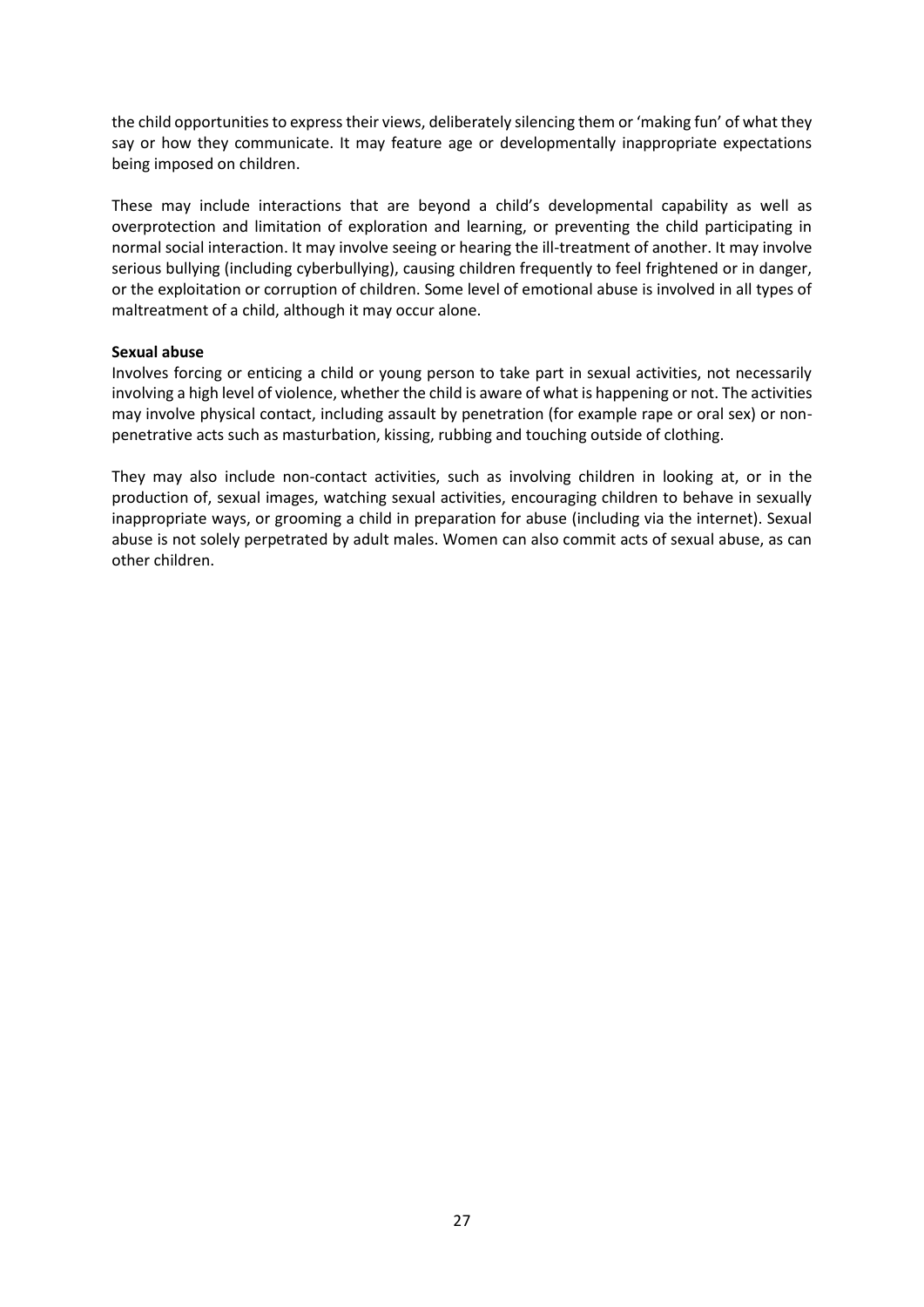the child opportunities to express their views, deliberately silencing them or 'making fun' of what they say or how they communicate. It may feature age or developmentally inappropriate expectations being imposed on children.

These may include interactions that are beyond a child's developmental capability as well as overprotection and limitation of exploration and learning, or preventing the child participating in normal social interaction. It may involve seeing or hearing the ill-treatment of another. It may involve serious bullying (including cyberbullying), causing children frequently to feel frightened or in danger, or the exploitation or corruption of children. Some level of emotional abuse is involved in all types of maltreatment of a child, although it may occur alone.

**Sexual abuse**

Involves forcing or enticing a child or young person to take part in sexual activities, not necessarily involving a high level of violence, whether the child is aware of what is happening or not. The activities may involve physical contact, including assault by penetration (for example rape or oral sex) or non-penetrative acts such as masturbation, kissing, rubbing and touching outside of clothing.

They may also include non-contact activities, such as involving children in looking at, or in the production of, sexual images, watching sexual activities, encouraging children to behave in sexually inappropriate ways, or grooming a child in preparation for abuse (including via the internet). Sexual abuse is not solely perpetrated by adult males. Women can also commit acts of sexual abuse, as can other children.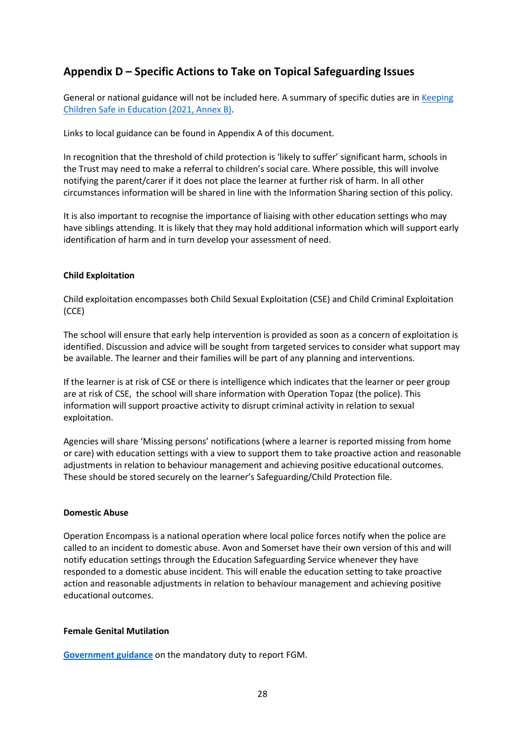## Appendix D – Specific Actions to Take on Topical Safeguarding Issues

General or national guidance will not be included here. A summary of specific duties are in [Keeping Children Safe in Education (2021, Annex B)](#).

Links to local guidance can be found in Appendix A of this document.

In recognition that the threshold of child protection is 'likely to suffer' significant harm, schools in the Trust may need to make a referral to children's social care. Where possible, this will involve notifying the parent/carer if it does not place the learner at further risk of harm. In all other circumstances information will be shared in line with the Information Sharing section of this policy.

It is also important to recognise the importance of liaising with other education settings who may have siblings attending. It is likely that they may hold additional information which will support early identification of harm and in turn develop your assessment of need.

**Child Exploitation**

Child exploitation encompasses both Child Sexual Exploitation (CSE) and Child Criminal Exploitation (CCE)

The school will ensure that early help intervention is provided as soon as a concern of exploitation is identified. Discussion and advice will be sought from targeted services to consider what support may be available. The learner and their families will be part of any planning and interventions.

If the learner is at risk of CSE or there is intelligence which indicates that the learner or peer group are at risk of CSE, the school will share information with Operation Topaz (the police). This information will support proactive activity to disrupt criminal activity in relation to sexual exploitation.

Agencies will share 'Missing persons' notifications (where a learner is reported missing from home or care) with education settings with a view to support them to take proactive action and reasonable adjustments in relation to behaviour management and achieving positive educational outcomes. These should be stored securely on the learner's Safeguarding/Child Protection file.

**Domestic Abuse**

Operation Encompass is a national operation where local police forces notify when the police are called to an incident to domestic abuse. Avon and Somerset have their own version of this and will notify education settings through the Education Safeguarding Service whenever they have responded to a domestic abuse incident. This will enable the education setting to take proactive action and reasonable adjustments in relation to behaviour management and achieving positive educational outcomes.

**Female Genital Mutilation**

**[Government guidance](#)** on the mandatory duty to report FGM.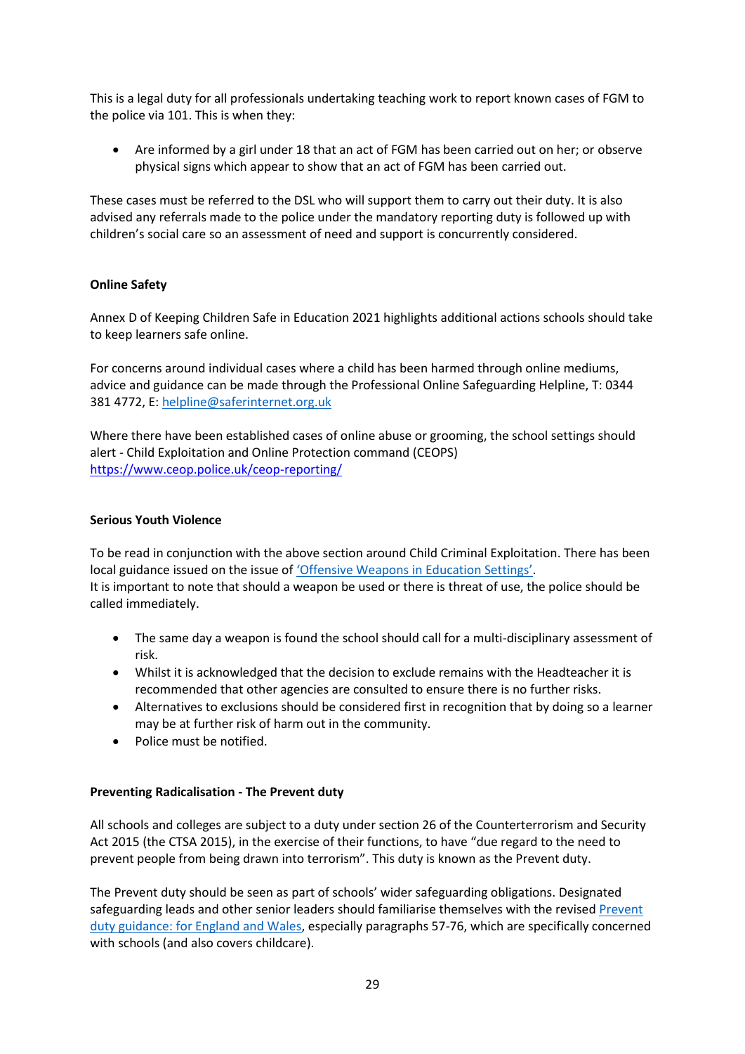This is a legal duty for all professionals undertaking teaching work to report known cases of FGM to the police via 101. This is when they:

- Are informed by a girl under 18 that an act of FGM has been carried out on her; or observe physical signs which appear to show that an act of FGM has been carried out.

These cases must be referred to the DSL who will support them to carry out their duty. It is also advised any referrals made to the police under the mandatory reporting duty is followed up with children's social care so an assessment of need and support is concurrently considered.

**Online Safety**

Annex D of Keeping Children Safe in Education 2021 highlights additional actions schools should take to keep learners safe online.

For concerns around individual cases where a child has been harmed through online mediums, advice and guidance can be made through the Professional Online Safeguarding Helpline, T: 0344 381 4772, E: [helpline@saferinternet.org.uk](mailto:helpline@saferinternet.org.uk)

Where there have been established cases of online abuse or grooming, the school settings should alert - Child Exploitation and Online Protection command (CEOPS) [https://www.ceop.police.uk/ceop-reporting/](https://www.ceop.police.uk/ceop-reporting/)

**Serious Youth Violence**

To be read in conjunction with the above section around Child Criminal Exploitation. There has been local guidance issued on the issue of 'Offensive Weapons in Education Settings'.
It is important to note that should a weapon be used or there is threat of use, the police should be called immediately.

- The same day a weapon is found the school should call for a multi-disciplinary assessment of risk.
- Whilst it is acknowledged that the decision to exclude remains with the Headteacher it is recommended that other agencies are consulted to ensure there is no further risks.
- Alternatives to exclusions should be considered first in recognition that by doing so a learner may be at further risk of harm out in the community.
- Police must be notified.

**Preventing Radicalisation - The Prevent duty**

All schools and colleges are subject to a duty under section 26 of the Counterterrorism and Security Act 2015 (the CTSA 2015), in the exercise of their functions, to have "due regard to the need to prevent people from being drawn into terrorism". This duty is known as the Prevent duty.

The Prevent duty should be seen as part of schools' wider safeguarding obligations. Designated safeguarding leads and other senior leaders should familiarise themselves with the revised Prevent duty guidance: for England and Wales, especially paragraphs 57-76, which are specifically concerned with schools (and also covers childcare).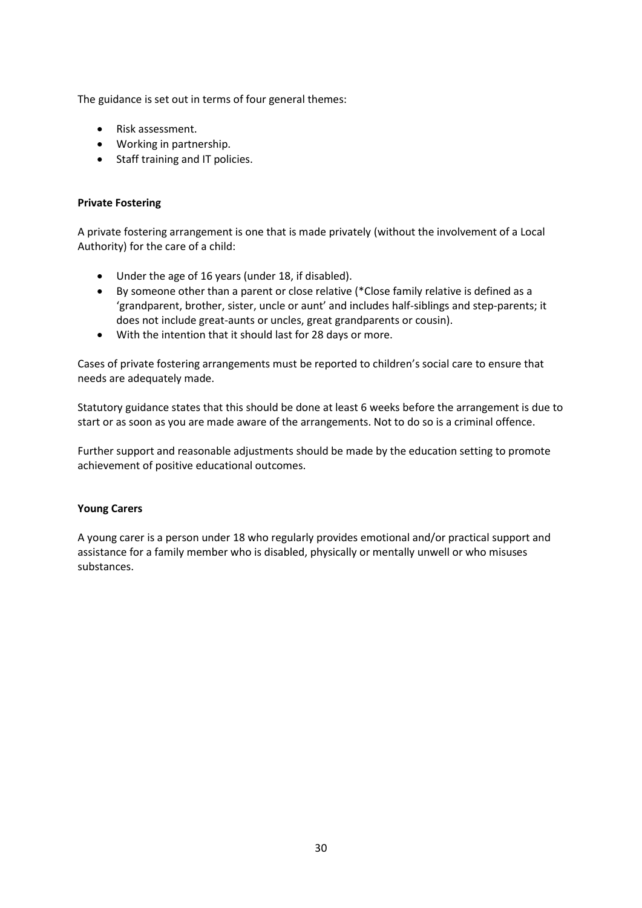The guidance is set out in terms of four general themes:

- Risk assessment.
- Working in partnership.
- Staff training and IT policies.

**Private Fostering**

A private fostering arrangement is one that is made privately (without the involvement of a Local Authority) for the care of a child:

- Under the age of 16 years (under 18, if disabled).
- By someone other than a parent or close relative (*Close family relative is defined as a 'grandparent, brother, sister, uncle or aunt' and includes half-siblings and step-parents; it does not include great-aunts or uncles, great grandparents or cousin).
- With the intention that it should last for 28 days or more.

Cases of private fostering arrangements must be reported to children's social care to ensure that needs are adequately made.

Statutory guidance states that this should be done at least 6 weeks before the arrangement is due to start or as soon as you are made aware of the arrangements. Not to do so is a criminal offence.

Further support and reasonable adjustments should be made by the education setting to promote achievement of positive educational outcomes.

**Young Carers**

A young carer is a person under 18 who regularly provides emotional and/or practical support and assistance for a family member who is disabled, physically or mentally unwell or who misuses substances.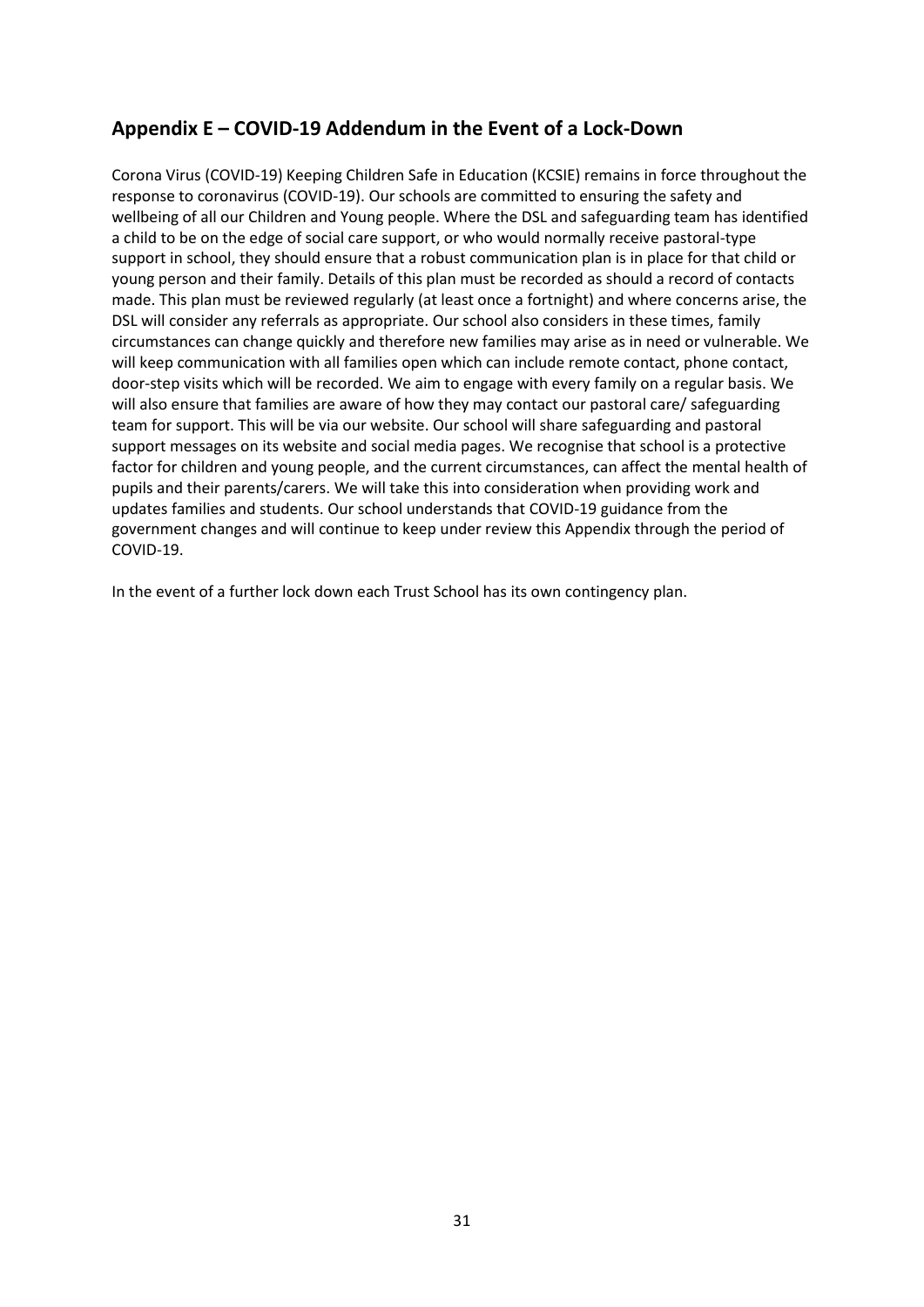## Appendix E – COVID-19 Addendum in the Event of a Lock-Down

Corona Virus (COVID-19) Keeping Children Safe in Education (KCSIE) remains in force throughout the response to coronavirus (COVID-19). Our schools are committed to ensuring the safety and wellbeing of all our Children and Young people. Where the DSL and safeguarding team has identified a child to be on the edge of social care support, or who would normally receive pastoral-type support in school, they should ensure that a robust communication plan is in place for that child or young person and their family. Details of this plan must be recorded as should a record of contacts made. This plan must be reviewed regularly (at least once a fortnight) and where concerns arise, the DSL will consider any referrals as appropriate. Our school also considers in these times, family circumstances can change quickly and therefore new families may arise as in need or vulnerable. We will keep communication with all families open which can include remote contact, phone contact, door-step visits which will be recorded. We aim to engage with every family on a regular basis. We will also ensure that families are aware of how they may contact our pastoral care/ safeguarding team for support. This will be via our website. Our school will share safeguarding and pastoral support messages on its website and social media pages. We recognise that school is a protective factor for children and young people, and the current circumstances, can affect the mental health of pupils and their parents/carers. We will take this into consideration when providing work and updates families and students. Our school understands that COVID-19 guidance from the government changes and will continue to keep under review this Appendix through the period of COVID-19.

In the event of a further lock down each Trust School has its own contingency plan.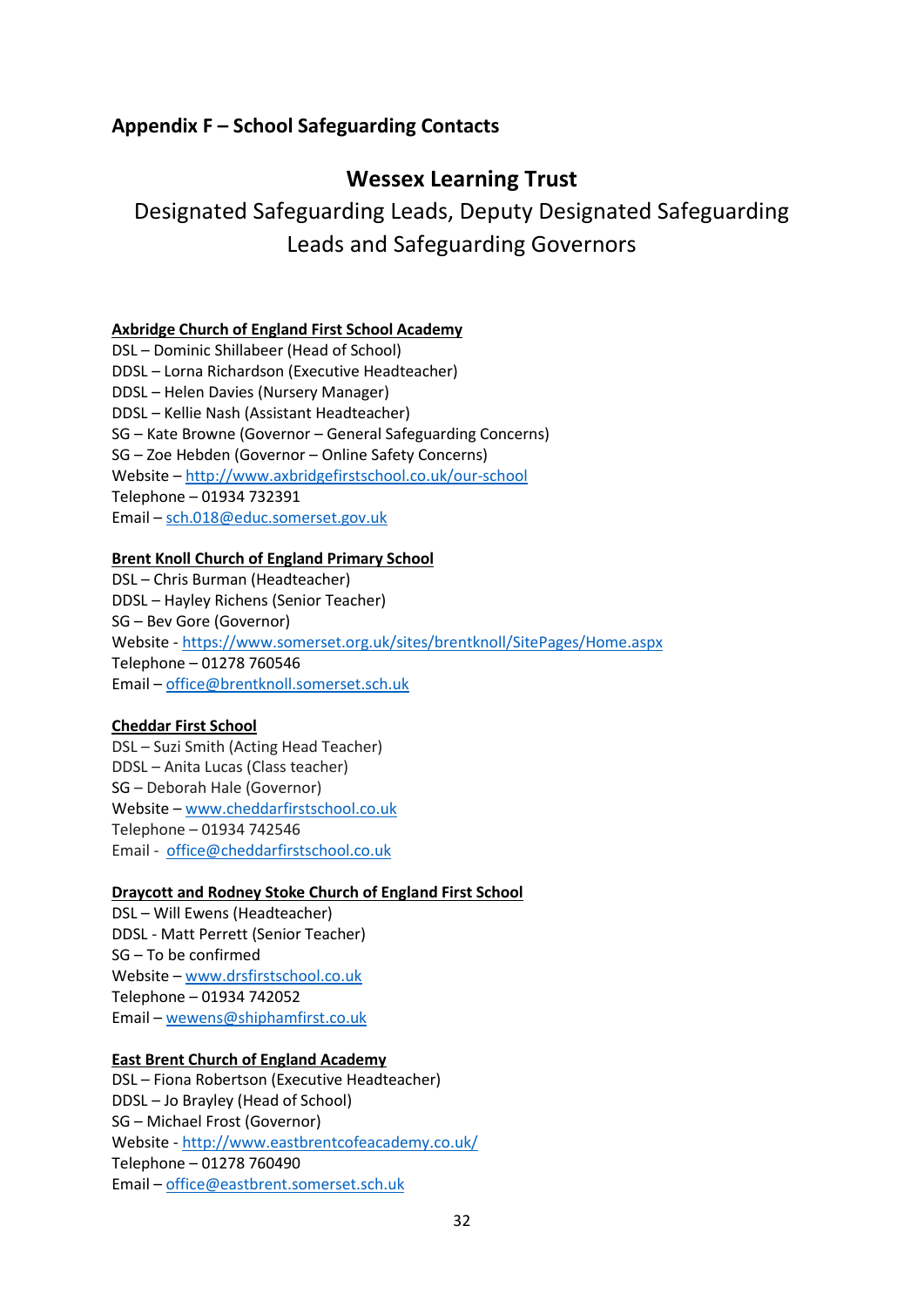## Appendix F – School Safeguarding Contacts

# Wessex Learning Trust

Designated Safeguarding Leads, Deputy Designated Safeguarding Leads and Safeguarding Governors

**Axbridge Church of England First School Academy**

DSL – Dominic Shillabeer (Head of School)
DDSL – Lorna Richardson (Executive Headteacher)
DDSL – Helen Davies (Nursery Manager)
DDSL – Kellie Nash (Assistant Headteacher)
SG – Kate Browne (Governor – General Safeguarding Concerns)
SG – Zoe Hebden (Governor – Online Safety Concerns)
Website – http://www.axbridgefirstschool.co.uk/our-school
Telephone – 01934 732391
Email – sch.018@educ.somerset.gov.uk

**Brent Knoll Church of England Primary School**

DSL – Chris Burman (Headteacher)
DDSL – Hayley Richens (Senior Teacher)
SG – Bev Gore (Governor)
Website - https://www.somerset.org.uk/sites/brentknoll/SitePages/Home.aspx
Telephone – 01278 760546
Email – office@brentknoll.somerset.sch.uk

**Cheddar First School**

DSL – Suzi Smith (Acting Head Teacher)
DDSL – Anita Lucas (Class teacher)
SG – Deborah Hale (Governor)
Website – www.cheddarfirstschool.co.uk
Telephone – 01934 742546
Email - office@cheddarfirstschool.co.uk

**Draycott and Rodney Stoke Church of England First School**

DSL – Will Ewens (Headteacher)
DDSL - Matt Perrett (Senior Teacher)
SG – To be confirmed
Website – www.drsfirstschool.co.uk
Telephone – 01934 742052
Email – wewens@shiphamfirst.co.uk

**East Brent Church of England Academy**

DSL – Fiona Robertson (Executive Headteacher)
DDSL – Jo Brayley (Head of School)
SG – Michael Frost (Governor)
Website - http://www.eastbrentcofeacademy.co.uk/
Telephone – 01278 760490
Email – office@eastbrent.somerset.sch.uk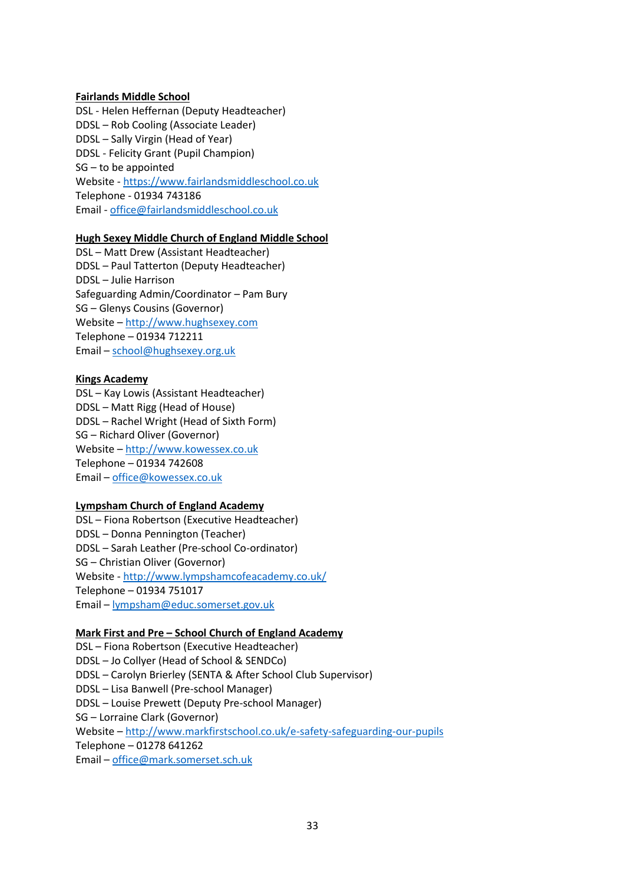**Fairlands Middle School**

DSL - Helen Heffernan (Deputy Headteacher)
DDSL – Rob Cooling (Associate Leader)
DDSL – Sally Virgin (Head of Year)
DDSL - Felicity Grant (Pupil Champion)
SG – to be appointed
Website - https://www.fairlandsmiddleschool.co.uk
Telephone - 01934 743186
Email - office@fairlandsmiddleschool.co.uk

**Hugh Sexey Middle Church of England Middle School**

DSL – Matt Drew (Assistant Headteacher)
DDSL – Paul Tatterton (Deputy Headteacher)
DDSL – Julie Harrison
Safeguarding Admin/Coordinator – Pam Bury
SG – Glenys Cousins (Governor)
Website – http://www.hughsexey.com
Telephone – 01934 712211
Email – school@hughsexey.org.uk

**Kings Academy**

DSL – Kay Lowis (Assistant Headteacher)
DDSL – Matt Rigg (Head of House)
DDSL – Rachel Wright (Head of Sixth Form)
SG – Richard Oliver (Governor)
Website – http://www.kowessex.co.uk
Telephone – 01934 742608
Email – office@kowessex.co.uk

**Lympsham Church of England Academy**

DSL – Fiona Robertson (Executive Headteacher)
DDSL – Donna Pennington (Teacher)
DDSL – Sarah Leather (Pre-school Co-ordinator)
SG – Christian Oliver (Governor)
Website - http://www.lympshamcofeacademy.co.uk/
Telephone – 01934 751017
Email – lympsham@educ.somerset.gov.uk

**Mark First and Pre – School Church of England Academy**

DSL – Fiona Robertson (Executive Headteacher)
DDSL – Jo Collyer (Head of School & SENDCo)
DDSL – Carolyn Brierley (SENTA & After School Club Supervisor)
DDSL – Lisa Banwell (Pre-school Manager)
DDSL – Louise Prewett (Deputy Pre-school Manager)
SG – Lorraine Clark (Governor)
Website – http://www.markfirstschool.co.uk/e-safety-safeguarding-our-pupils
Telephone – 01278 641262
Email – office@mark.somerset.sch.uk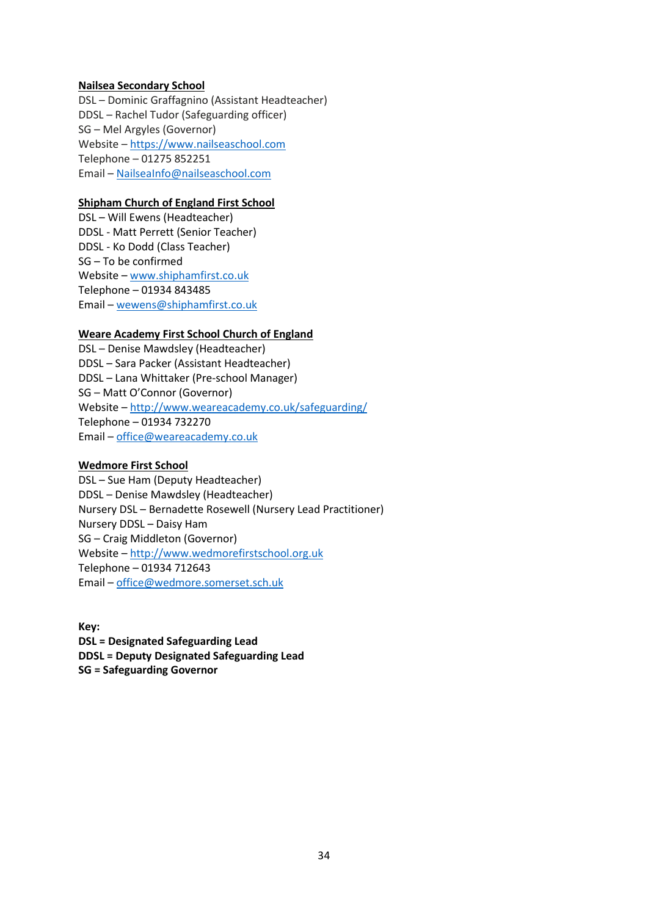**Nailsea Secondary School**

DSL – Dominic Graffagnino (Assistant Headteacher)
DDSL – Rachel Tudor (Safeguarding officer)
SG – Mel Argyles (Governor)
Website – https://www.nailseaschool.com
Telephone – 01275 852251
Email – NailseaInfo@nailseaschool.com

**Shipham Church of England First School**

DSL – Will Ewens (Headteacher)
DDSL - Matt Perrett (Senior Teacher)
DDSL - Ko Dodd (Class Teacher)
SG – To be confirmed
Website – www.shiphamfirst.co.uk
Telephone – 01934 843485
Email – wewens@shiphamfirst.co.uk

**Weare Academy First School Church of England**

DSL – Denise Mawdsley (Headteacher)
DDSL – Sara Packer (Assistant Headteacher)
DDSL – Lana Whittaker (Pre-school Manager)
SG – Matt O'Connor (Governor)
Website – http://www.weareacademy.co.uk/safeguarding/
Telephone – 01934 732270
Email – office@weareacademy.co.uk

**Wedmore First School**

DSL – Sue Ham (Deputy Headteacher)
DDSL – Denise Mawdsley (Headteacher)
Nursery DSL – Bernadette Rosewell (Nursery Lead Practitioner)
Nursery DDSL – Daisy Ham
SG – Craig Middleton (Governor)
Website – http://www.wedmorefirstschool.org.uk
Telephone – 01934 712643
Email – office@wedmore.somerset.sch.uk

**Key:**
**DSL = Designated Safeguarding Lead**
**DDSL = Deputy Designated Safeguarding Lead**
**SG = Safeguarding Governor**